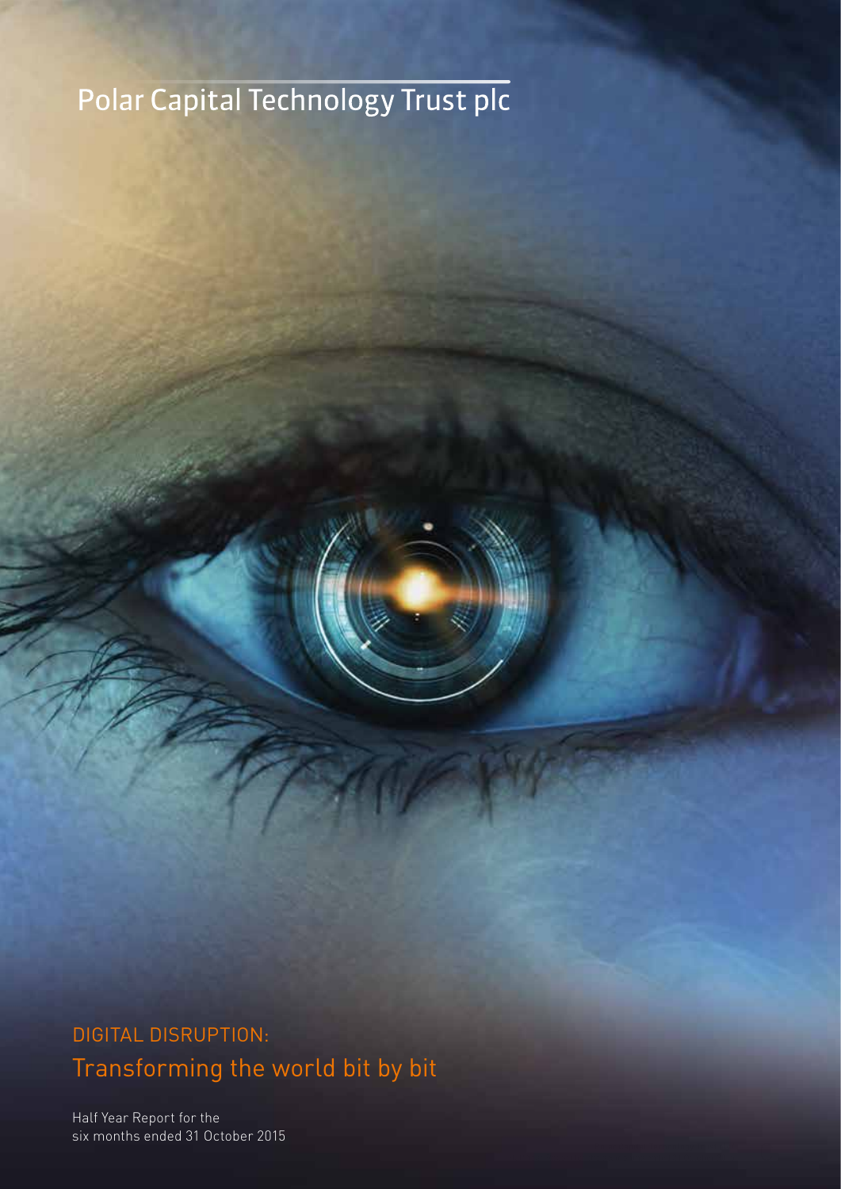# Polar Capital Technology Trust plc

DIGITAL DISRUPTION:

## Transforming the world bit by bit

Half Year Report for the
six months ended 31 October 2015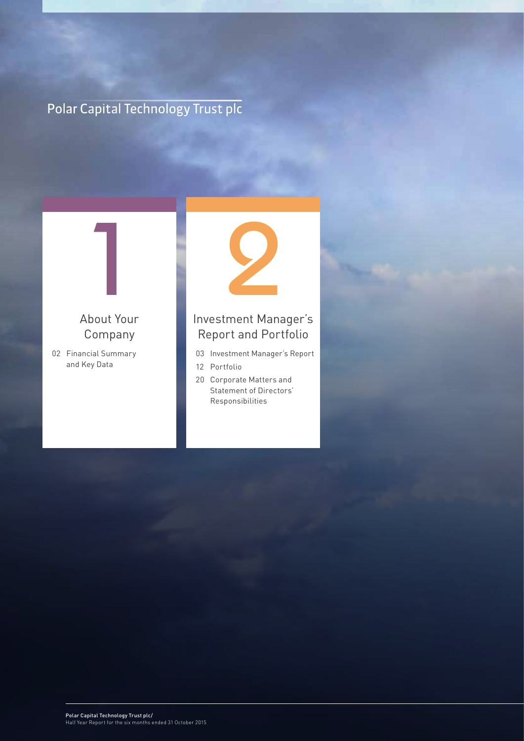# Polar Capital Technology Trust plc

## 1

### About Your Company

02 Financial Summary and Key Data

## 2

### Investment Manager's Report and Portfolio

03 Investment Manager's Report

12 Portfolio

20 Corporate Matters and Statement of Directors' Responsibilities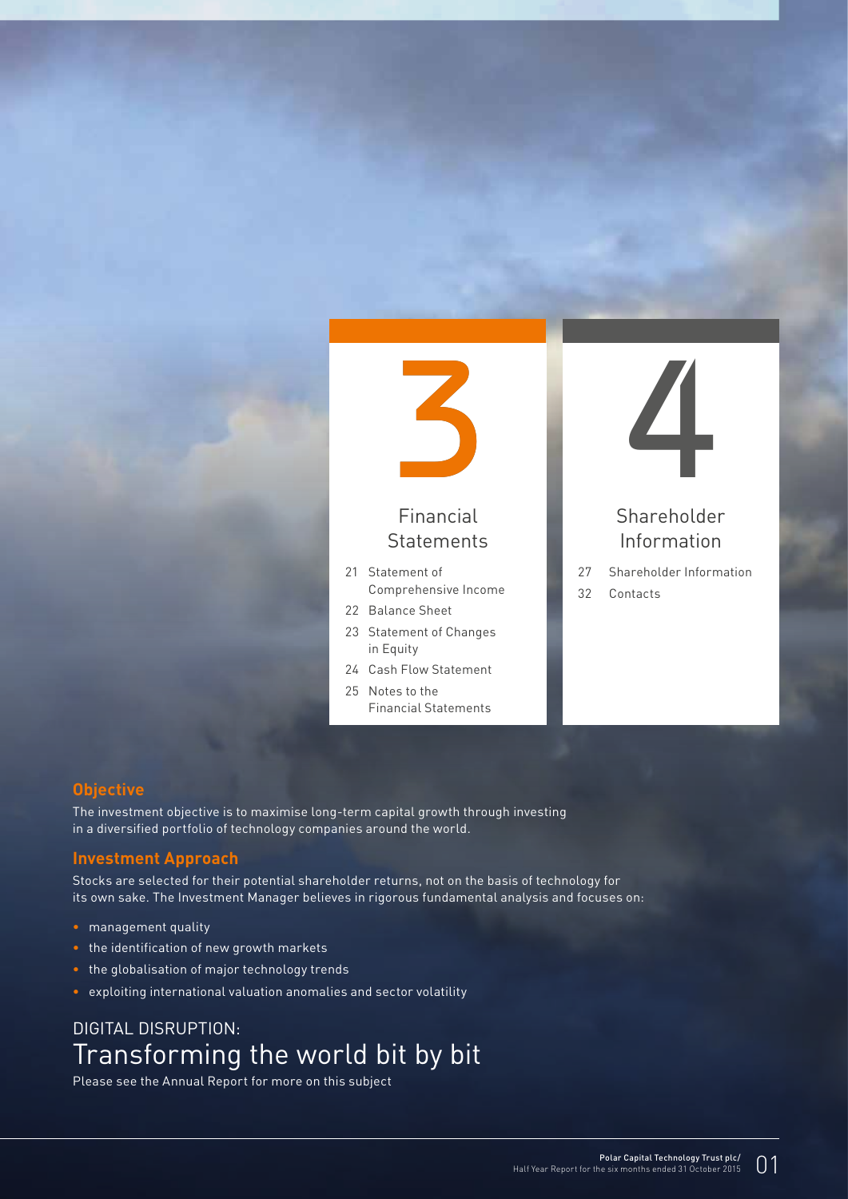## 3 Financial Statements

21 Statement of Comprehensive Income

22 Balance Sheet

23 Statement of Changes in Equity

24 Cash Flow Statement

25 Notes to the Financial Statements

## 4 Shareholder Information

27 Shareholder Information

32 Contacts

### Objective

The investment objective is to maximise long-term capital growth through investing in a diversified portfolio of technology companies around the world.

### Investment Approach

Stocks are selected for their potential shareholder returns, not on the basis of technology for its own sake. The Investment Manager believes in rigorous fundamental analysis and focuses on:

- management quality
- the identification of new growth markets
- the globalisation of major technology trends
- exploiting international valuation anomalies and sector volatility

## DIGITAL DISRUPTION: Transforming the world bit by bit

Please see the Annual Report for more on this subject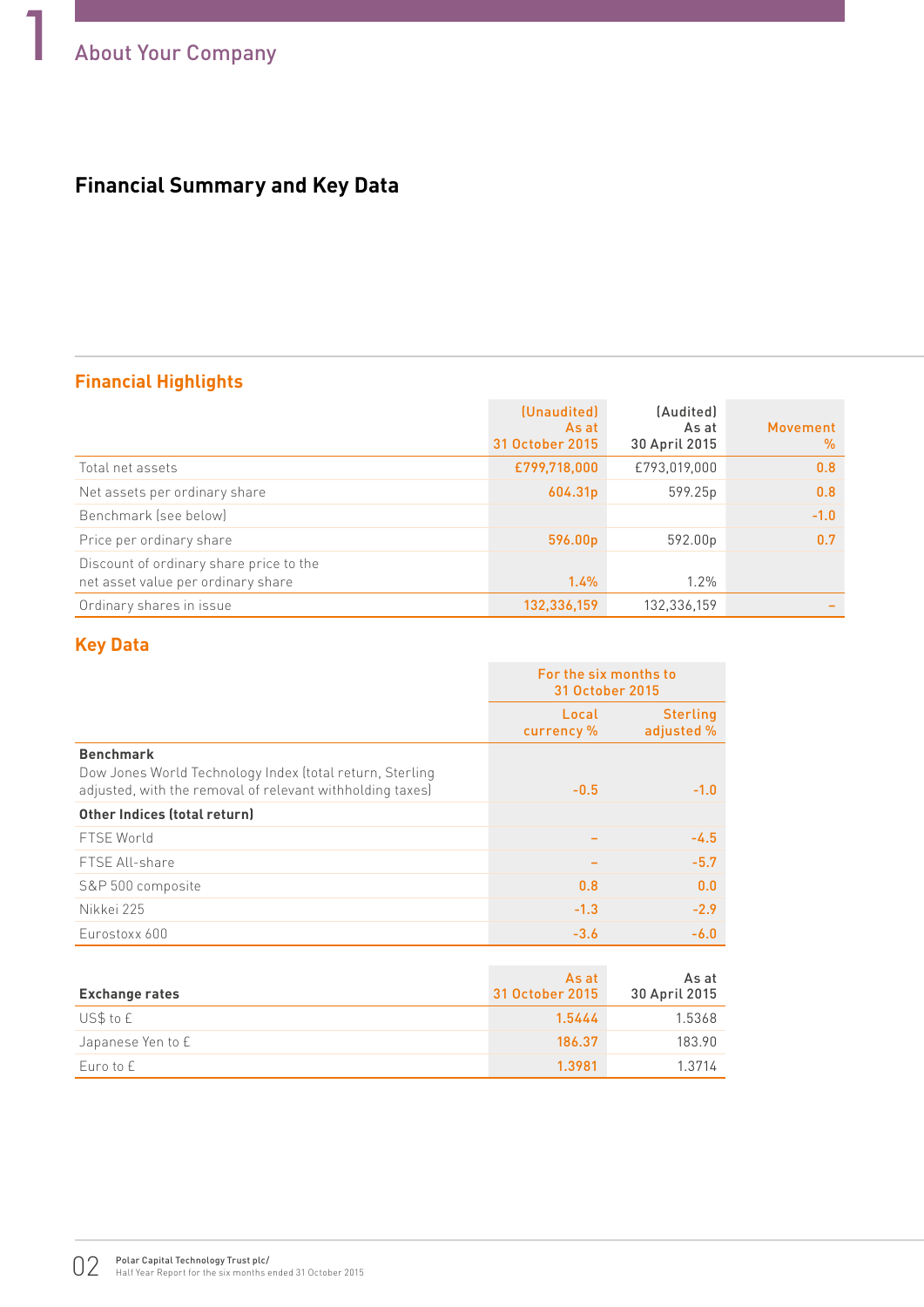# About Your Company

## Financial Summary and Key Data

### Financial Highlights

| | (Unaudited) As at 31 October 2015 | (Audited) As at 30 April 2015 | Movement % |
|---|---|---|---|
| Total net assets | £799,718,000 | £793,019,000 | 0.8 |
| Net assets per ordinary share | 604.31p | 599.25p | 0.8 |
| Benchmark (see below) | | | -1.0 |
| Price per ordinary share | 596.00p | 592.00p | 0.7 |
| Discount of ordinary share price to the net asset value per ordinary share | 1.4% | 1.2% | |
| Ordinary shares in issue | 132,336,159 | 132,336,159 | – |

### Key Data

| | For the six months to 31 October 2015 | |
|---|---|---|
| | Local currency % | Sterling adjusted % |
| **Benchmark** Dow Jones World Technology Index (total return, Sterling adjusted, with the removal of relevant withholding taxes) | -0.5 | -1.0 |
| **Other Indices (total return)** | | |
| FTSE World | – | -4.5 |
| FTSE All-share | – | -5.7 |
| S&P 500 composite | 0.8 | 0.0 |
| Nikkei 225 | -1.3 | -2.9 |
| Eurostoxx 600 | -3.6 | -6.0 |

| **Exchange rates** | As at 31 October 2015 | As at 30 April 2015 |
|---|---|---|
| US$ to £ | 1.5444 | 1.5368 |
| Japanese Yen to £ | 186.37 | 183.90 |
| Euro to £ | 1.3981 | 1.3714 |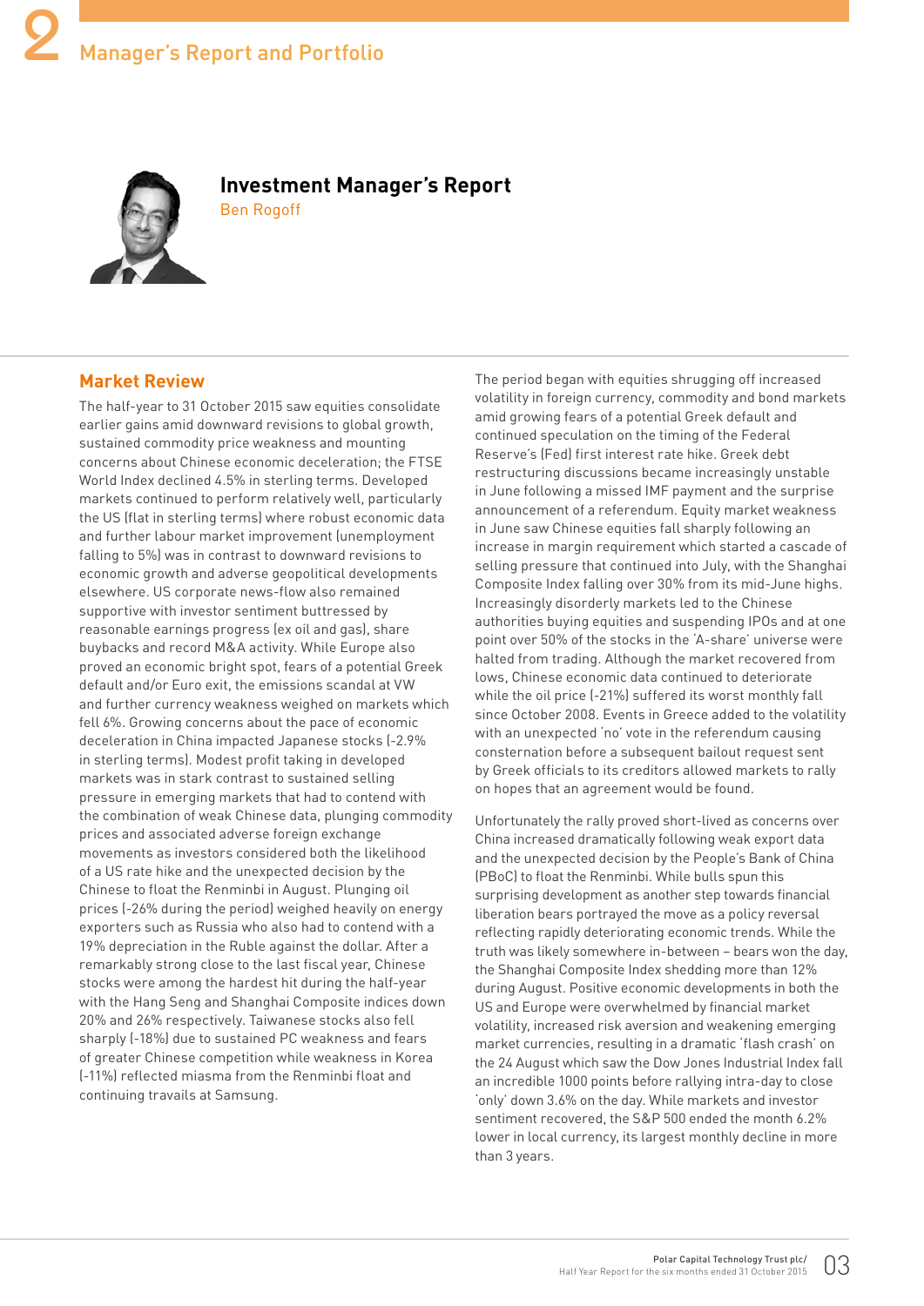# 2 Manager's Report and Portfolio

## Investment Manager's Report

Ben Rogoff

### Market Review

The half-year to 31 October 2015 saw equities consolidate earlier gains amid downward revisions to global growth, sustained commodity price weakness and mounting concerns about Chinese economic deceleration; the FTSE World Index declined 4.5% in sterling terms. Developed markets continued to perform relatively well, particularly the US (flat in sterling terms) where robust economic data and further labour market improvement (unemployment falling to 5%) was in contrast to downward revisions to economic growth and adverse geopolitical developments elsewhere. US corporate news-flow also remained supportive with investor sentiment buttressed by reasonable earnings progress (ex oil and gas), share buybacks and record M&A activity. While Europe also proved an economic bright spot, fears of a potential Greek default and/or Euro exit, the emissions scandal at VW and further currency weakness weighed on markets which fell 6%. Growing concerns about the pace of economic deceleration in China impacted Japanese stocks (-2.9% in sterling terms). Modest profit taking in developed markets was in stark contrast to sustained selling pressure in emerging markets that had to contend with the combination of weak Chinese data, plunging commodity prices and associated adverse foreign exchange movements as investors considered both the likelihood of a US rate hike and the unexpected decision by the Chinese to float the Renminbi in August. Plunging oil prices (-26% during the period) weighed heavily on energy exporters such as Russia who also had to contend with a 19% depreciation in the Ruble against the dollar. After a remarkably strong close to the last fiscal year, Chinese stocks were among the hardest hit during the half-year with the Hang Seng and Shanghai Composite indices down 20% and 26% respectively. Taiwanese stocks also fell sharply (-18%) due to sustained PC weakness and fears of greater Chinese competition while weakness in Korea (-11%) reflected miasma from the Renminbi float and continuing travails at Samsung.

The period began with equities shrugging off increased volatility in foreign currency, commodity and bond markets amid growing fears of a potential Greek default and continued speculation on the timing of the Federal Reserve's (Fed) first interest rate hike. Greek debt restructuring discussions became increasingly unstable in June following a missed IMF payment and the surprise announcement of a referendum. Equity market weakness in June saw Chinese equities fall sharply following an increase in margin requirement which started a cascade of selling pressure that continued into July, with the Shanghai Composite Index falling over 30% from its mid-June highs. Increasingly disorderly markets led to the Chinese authorities buying equities and suspending IPOs and at one point over 50% of the stocks in the 'A-share' universe were halted from trading. Although the market recovered from lows, Chinese economic data continued to deteriorate while the oil price (-21%) suffered its worst monthly fall since October 2008. Events in Greece added to the volatility with an unexpected 'no' vote in the referendum causing consternation before a subsequent bailout request sent by Greek officials to its creditors allowed markets to rally on hopes that an agreement would be found.

Unfortunately the rally proved short-lived as concerns over China increased dramatically following weak export data and the unexpected decision by the People's Bank of China (PBoC) to float the Renminbi. While bulls spun this surprising development as another step towards financial liberation bears portrayed the move as a policy reversal reflecting rapidly deteriorating economic trends. While the truth was likely somewhere in-between – bears won the day, the Shanghai Composite Index shedding more than 12% during August. Positive economic developments in both the US and Europe were overwhelmed by financial market volatility, increased risk aversion and weakening emerging market currencies, resulting in a dramatic 'flash crash' on the 24 August which saw the Dow Jones Industrial Index fall an incredible 1000 points before rallying intra-day to close 'only' down 3.6% on the day. While markets and investor sentiment recovered, the S&P 500 ended the month 6.2% lower in local currency, its largest monthly decline in more than 3 years.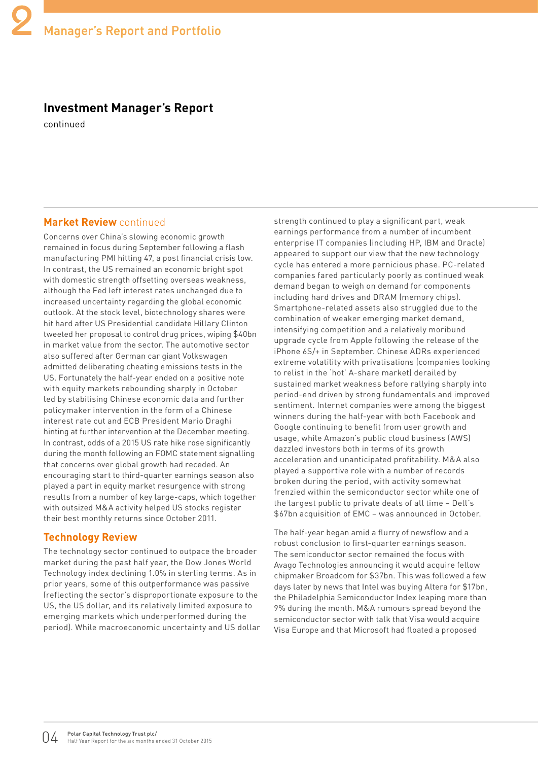# Investment Manager's Report

continued

## Market Review continued

Concerns over China's slowing economic growth remained in focus during September following a flash manufacturing PMI hitting 47, a post financial crisis low. In contrast, the US remained an economic bright spot with domestic strength offsetting overseas weakness, although the Fed left interest rates unchanged due to increased uncertainty regarding the global economic outlook. At the stock level, biotechnology shares were hit hard after US Presidential candidate Hillary Clinton tweeted her proposal to control drug prices, wiping $40bn in market value from the sector. The automotive sector also suffered after German car giant Volkswagen admitted deliberating cheating emissions tests in the US. Fortunately the half-year ended on a positive note with equity markets rebounding sharply in October led by stabilising Chinese economic data and further policymaker intervention in the form of a Chinese interest rate cut and ECB President Mario Draghi hinting at further intervention at the December meeting. In contrast, odds of a 2015 US rate hike rose significantly during the month following an FOMC statement signalling that concerns over global growth had receded. An encouraging start to third-quarter earnings season also played a part in equity market resurgence with strong results from a number of key large-caps, which together with outsized M&A activity helped US stocks register their best monthly returns since October 2011.

## Technology Review

The technology sector continued to outpace the broader market during the past half year, the Dow Jones World Technology index declining 1.0% in sterling terms. As in prior years, some of this outperformance was passive (reflecting the sector's disproportionate exposure to the US, the US dollar, and its relatively limited exposure to emerging markets which underperformed during the period). While macroeconomic uncertainty and US dollar strength continued to play a significant part, weak earnings performance from a number of incumbent enterprise IT companies (including HP, IBM and Oracle) appeared to support our view that the new technology cycle has entered a more pernicious phase. PC-related companies fared particularly poorly as continued weak demand began to weigh on demand for components including hard drives and DRAM (memory chips). Smartphone-related assets also struggled due to the combination of weaker emerging market demand, intensifying competition and a relatively moribund upgrade cycle from Apple following the release of the iPhone 6S/+ in September. Chinese ADRs experienced extreme volatility with privatisations (companies looking to relist in the 'hot' A-share market) derailed by sustained market weakness before rallying sharply into period-end driven by strong fundamentals and improved sentiment. Internet companies were among the biggest winners during the half-year with both Facebook and Google continuing to benefit from user growth and usage, while Amazon's public cloud business (AWS) dazzled investors both in terms of its growth acceleration and unanticipated profitability. M&A also played a supportive role with a number of records broken during the period, with activity somewhat frenzied within the semiconductor sector while one of the largest public to private deals of all time – Dell's $67bn acquisition of EMC – was announced in October.

The half-year began amid a flurry of newsflow and a robust conclusion to first-quarter earnings season. The semiconductor sector remained the focus with Avago Technologies announcing it would acquire fellow chipmaker Broadcom for $37bn. This was followed a few days later by news that Intel was buying Altera for $17bn, the Philadelphia Semiconductor Index leaping more than 9% during the month. M&A rumours spread beyond the semiconductor sector with talk that Visa would acquire Visa Europe and that Microsoft had floated a proposed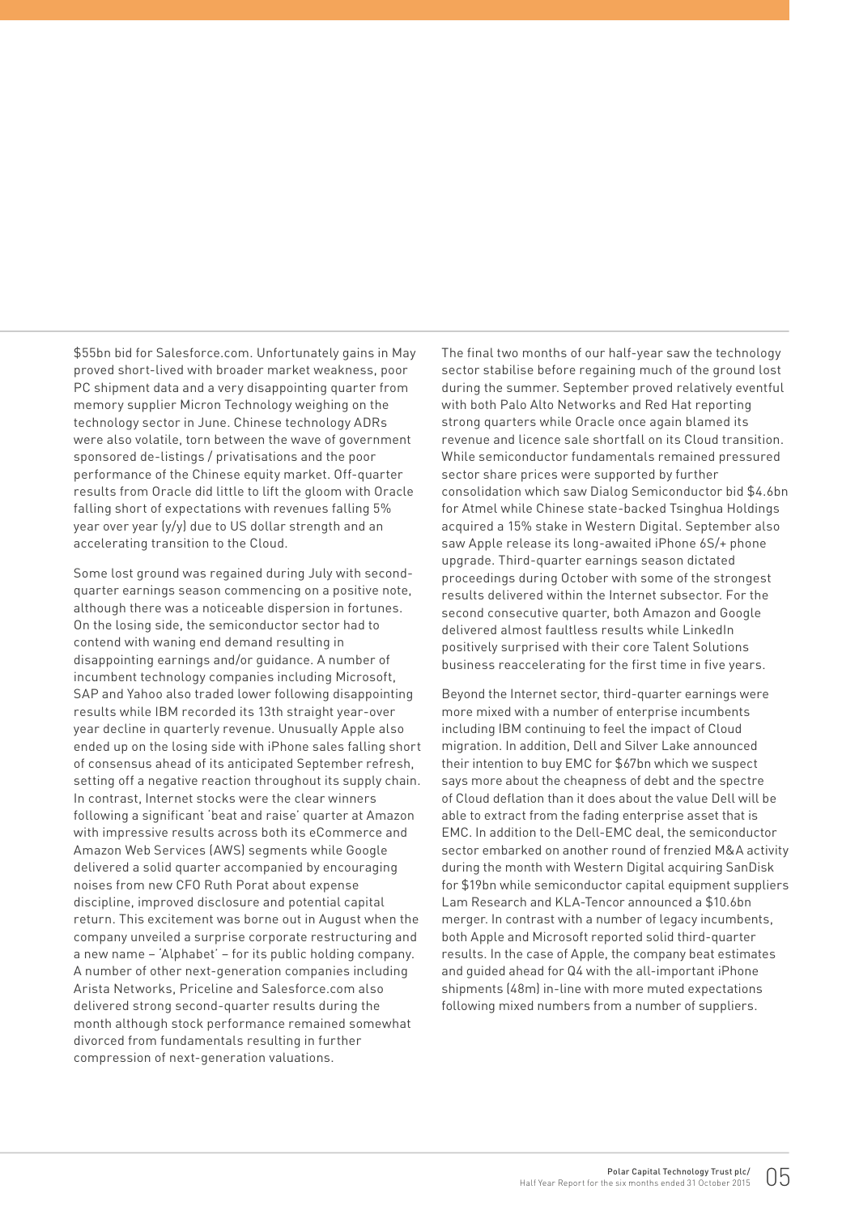$55bn bid for Salesforce.com. Unfortunately gains in May proved short-lived with broader market weakness, poor PC shipment data and a very disappointing quarter from memory supplier Micron Technology weighing on the technology sector in June. Chinese technology ADRs were also volatile, torn between the wave of government sponsored de-listings / privatisations and the poor performance of the Chinese equity market. Off-quarter results from Oracle did little to lift the gloom with Oracle falling short of expectations with revenues falling 5% year over year (y/y) due to US dollar strength and an accelerating transition to the Cloud.

Some lost ground was regained during July with second-quarter earnings season commencing on a positive note, although there was a noticeable dispersion in fortunes. On the losing side, the semiconductor sector had to contend with waning end demand resulting in disappointing earnings and/or guidance. A number of incumbent technology companies including Microsoft, SAP and Yahoo also traded lower following disappointing results while IBM recorded its 13th straight year-over year decline in quarterly revenue. Unusually Apple also ended up on the losing side with iPhone sales falling short of consensus ahead of its anticipated September refresh, setting off a negative reaction throughout its supply chain. In contrast, Internet stocks were the clear winners following a significant 'beat and raise' quarter at Amazon with impressive results across both its eCommerce and Amazon Web Services (AWS) segments while Google delivered a solid quarter accompanied by encouraging noises from new CFO Ruth Porat about expense discipline, improved disclosure and potential capital return. This excitement was borne out in August when the company unveiled a surprise corporate restructuring and a new name – 'Alphabet' – for its public holding company. A number of other next-generation companies including Arista Networks, Priceline and Salesforce.com also delivered strong second-quarter results during the month although stock performance remained somewhat divorced from fundamentals resulting in further compression of next-generation valuations.

The final two months of our half-year saw the technology sector stabilise before regaining much of the ground lost during the summer. September proved relatively eventful with both Palo Alto Networks and Red Hat reporting strong quarters while Oracle once again blamed its revenue and licence sale shortfall on its Cloud transition. While semiconductor fundamentals remained pressured sector share prices were supported by further consolidation which saw Dialog Semiconductor bid $4.6bn for Atmel while Chinese state-backed Tsinghua Holdings acquired a 15% stake in Western Digital. September also saw Apple release its long-awaited iPhone 6S/+ phone upgrade. Third-quarter earnings season dictated proceedings during October with some of the strongest results delivered within the Internet subsector. For the second consecutive quarter, both Amazon and Google delivered almost faultless results while LinkedIn positively surprised with their core Talent Solutions business reaccelerating for the first time in five years.

Beyond the Internet sector, third-quarter earnings were more mixed with a number of enterprise incumbents including IBM continuing to feel the impact of Cloud migration. In addition, Dell and Silver Lake announced their intention to buy EMC for $67bn which we suspect says more about the cheapness of debt and the spectre of Cloud deflation than it does about the value Dell will be able to extract from the fading enterprise asset that is EMC. In addition to the Dell-EMC deal, the semiconductor sector embarked on another round of frenzied M&A activity during the month with Western Digital acquiring SanDisk for $19bn while semiconductor capital equipment suppliers Lam Research and KLA-Tencor announced a $10.6bn merger. In contrast with a number of legacy incumbents, both Apple and Microsoft reported solid third-quarter results. In the case of Apple, the company beat estimates and guided ahead for Q4 with the all-important iPhone shipments (48m) in-line with more muted expectations following mixed numbers from a number of suppliers.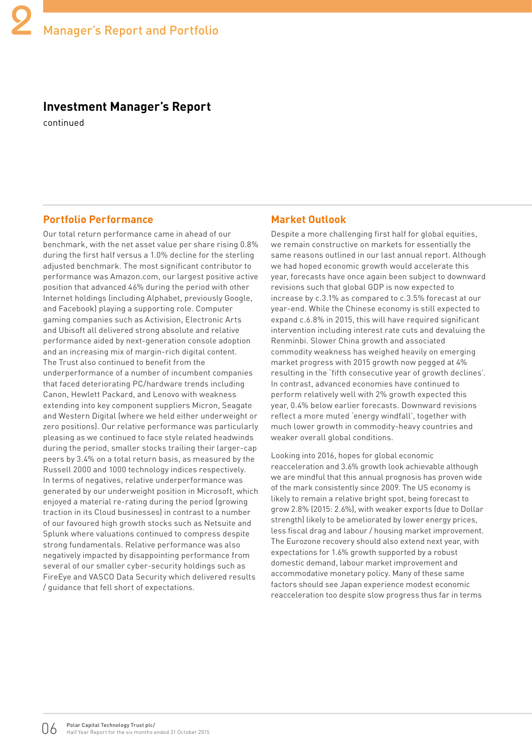## Investment Manager's Report

continued

### Portfolio Performance

Our total return performance came in ahead of our benchmark, with the net asset value per share rising 0.8% during the first half versus a 1.0% decline for the sterling adjusted benchmark. The most significant contributor to performance was Amazon.com, our largest positive active position that advanced 46% during the period with other Internet holdings (including Alphabet, previously Google, and Facebook) playing a supporting role. Computer gaming companies such as Activision, Electronic Arts and Ubisoft all delivered strong absolute and relative performance aided by next-generation console adoption and an increasing mix of margin-rich digital content. The Trust also continued to benefit from the underperformance of a number of incumbent companies that faced deteriorating PC/hardware trends including Canon, Hewlett Packard, and Lenovo with weakness extending into key component suppliers Micron, Seagate and Western Digital (where we held either underweight or zero positions). Our relative performance was particularly pleasing as we continued to face style related headwinds during the period, smaller stocks trailing their larger-cap peers by 3.4% on a total return basis, as measured by the Russell 2000 and 1000 technology indices respectively. In terms of negatives, relative underperformance was generated by our underweight position in Microsoft, which enjoyed a material re-rating during the period (growing traction in its Cloud businesses) in contrast to a number of our favoured high growth stocks such as Netsuite and Splunk where valuations continued to compress despite strong fundamentals. Relative performance was also negatively impacted by disappointing performance from several of our smaller cyber-security holdings such as FireEye and VASCO Data Security which delivered results / guidance that fell short of expectations.

### Market Outlook

Despite a more challenging first half for global equities, we remain constructive on markets for essentially the same reasons outlined in our last annual report. Although we had hoped economic growth would accelerate this year, forecasts have once again been subject to downward revisions such that global GDP is now expected to increase by c.3.1% as compared to c.3.5% forecast at our year-end. While the Chinese economy is still expected to expand c.6.8% in 2015, this will have required significant intervention including interest rate cuts and devaluing the Renminbi. Slower China growth and associated commodity weakness has weighed heavily on emerging market progress with 2015 growth now pegged at 4% resulting in the 'fifth consecutive year of growth declines'. In contrast, advanced economies have continued to perform relatively well with 2% growth expected this year, 0.4% below earlier forecasts. Downward revisions reflect a more muted 'energy windfall', together with much lower growth in commodity-heavy countries and weaker overall global conditions.

Looking into 2016, hopes for global economic reacceleration and 3.6% growth look achievable although we are mindful that this annual prognosis has proven wide of the mark consistently since 2009. The US economy is likely to remain a relative bright spot, being forecast to grow 2.8% (2015: 2.6%), with weaker exports (due to Dollar strength) likely to be ameliorated by lower energy prices, less fiscal drag and labour / housing market improvement. The Eurozone recovery should also extend next year, with expectations for 1.6% growth supported by a robust domestic demand, labour market improvement and accommodative monetary policy. Many of these same factors should see Japan experience modest economic reacceleration too despite slow progress thus far in terms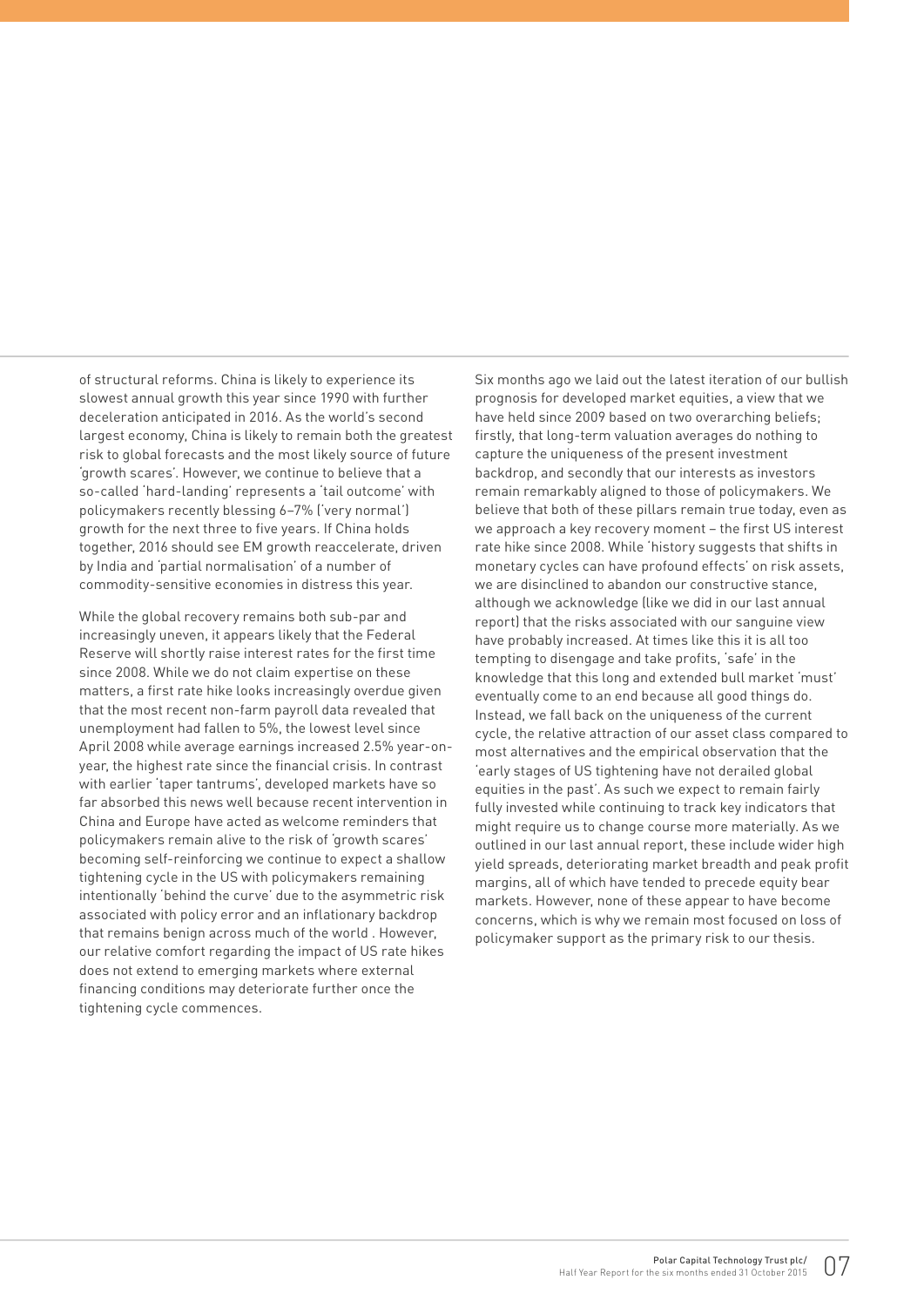of structural reforms. China is likely to experience its slowest annual growth this year since 1990 with further deceleration anticipated in 2016. As the world's second largest economy, China is likely to remain both the greatest risk to global forecasts and the most likely source of future 'growth scares'. However, we continue to believe that a so-called 'hard-landing' represents a 'tail outcome' with policymakers recently blessing 6–7% ('very normal') growth for the next three to five years. If China holds together, 2016 should see EM growth reaccelerate, driven by India and 'partial normalisation' of a number of commodity-sensitive economies in distress this year.

While the global recovery remains both sub-par and increasingly uneven, it appears likely that the Federal Reserve will shortly raise interest rates for the first time since 2008. While we do not claim expertise on these matters, a first rate hike looks increasingly overdue given that the most recent non-farm payroll data revealed that unemployment had fallen to 5%, the lowest level since April 2008 while average earnings increased 2.5% year-on-year, the highest rate since the financial crisis. In contrast with earlier 'taper tantrums', developed markets have so far absorbed this news well because recent intervention in China and Europe have acted as welcome reminders that policymakers remain alive to the risk of 'growth scares' becoming self-reinforcing we continue to expect a shallow tightening cycle in the US with policymakers remaining intentionally 'behind the curve' due to the asymmetric risk associated with policy error and an inflationary backdrop that remains benign across much of the world . However, our relative comfort regarding the impact of US rate hikes does not extend to emerging markets where external financing conditions may deteriorate further once the tightening cycle commences.

Six months ago we laid out the latest iteration of our bullish prognosis for developed market equities, a view that we have held since 2009 based on two overarching beliefs; firstly, that long-term valuation averages do nothing to capture the uniqueness of the present investment backdrop, and secondly that our interests as investors remain remarkably aligned to those of policymakers. We believe that both of these pillars remain true today, even as we approach a key recovery moment – the first US interest rate hike since 2008. While 'history suggests that shifts in monetary cycles can have profound effects' on risk assets, we are disinclined to abandon our constructive stance, although we acknowledge (like we did in our last annual report) that the risks associated with our sanguine view have probably increased. At times like this it is all too tempting to disengage and take profits, 'safe' in the knowledge that this long and extended bull market 'must' eventually come to an end because all good things do. Instead, we fall back on the uniqueness of the current cycle, the relative attraction of our asset class compared to most alternatives and the empirical observation that the 'early stages of US tightening have not derailed global equities in the past'. As such we expect to remain fairly fully invested while continuing to track key indicators that might require us to change course more materially. As we outlined in our last annual report, these include wider high yield spreads, deteriorating market breadth and peak profit margins, all of which have tended to precede equity bear markets. However, none of these appear to have become concerns, which is why we remain most focused on loss of policymaker support as the primary risk to our thesis.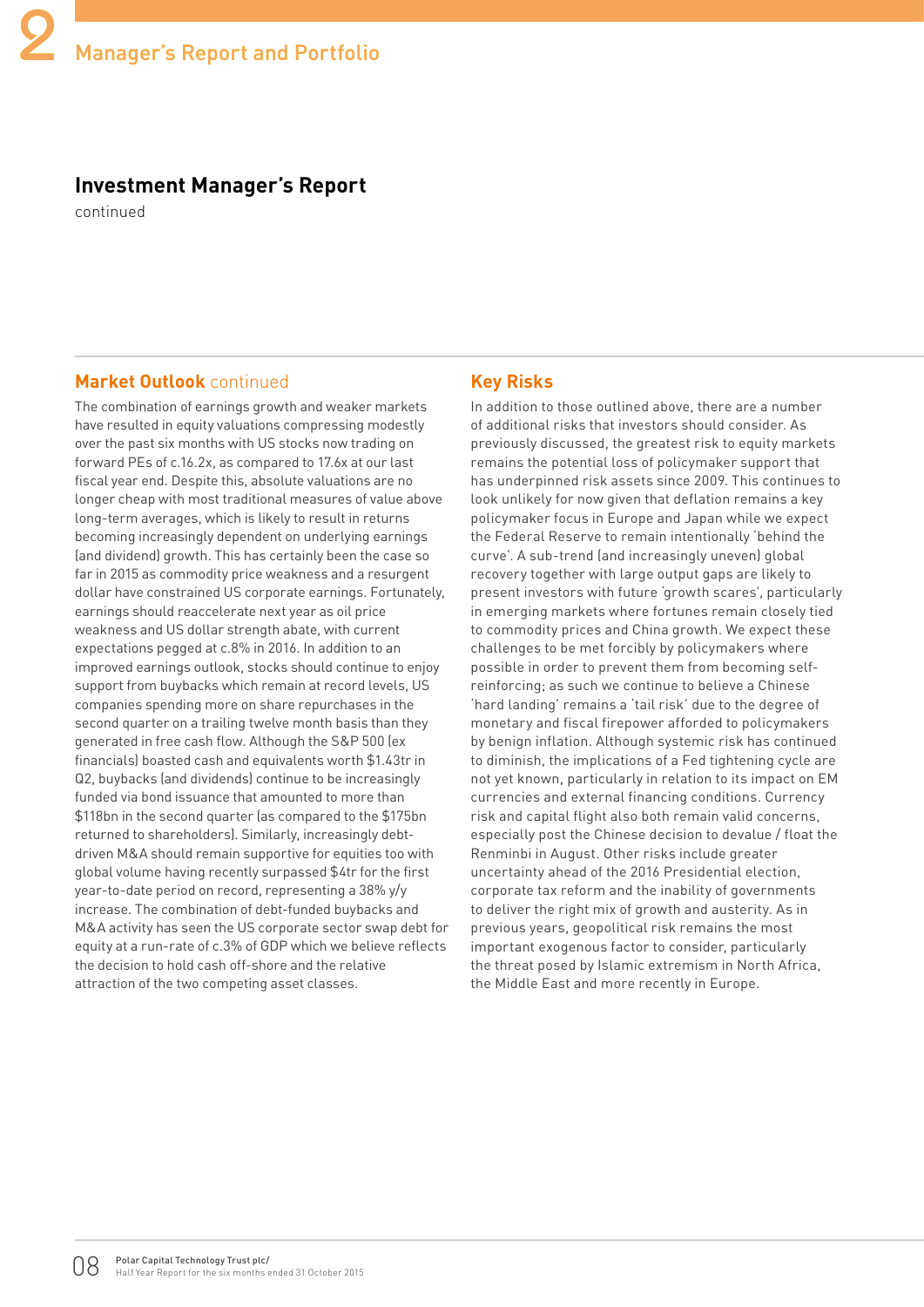# Manager's Report and Portfolio

## Investment Manager's Report

continued

### Market Outlook continued

The combination of earnings growth and weaker markets have resulted in equity valuations compressing modestly over the past six months with US stocks now trading on forward PEs of c.16.2x, as compared to 17.6x at our last fiscal year end. Despite this, absolute valuations are no longer cheap with most traditional measures of value above long-term averages, which is likely to result in returns becoming increasingly dependent on underlying earnings (and dividend) growth. This has certainly been the case so far in 2015 as commodity price weakness and a resurgent dollar have constrained US corporate earnings. Fortunately, earnings should reaccelerate next year as oil price weakness and US dollar strength abate, with current expectations pegged at c.8% in 2016. In addition to an improved earnings outlook, stocks should continue to enjoy support from buybacks which remain at record levels, US companies spending more on share repurchases in the second quarter on a trailing twelve month basis than they generated in free cash flow. Although the S&P 500 (ex financials) boasted cash and equivalents worth $1.43tr in Q2, buybacks (and dividends) continue to be increasingly funded via bond issuance that amounted to more than $118bn in the second quarter (as compared to the $175bn returned to shareholders). Similarly, increasingly debt-driven M&A should remain supportive for equities too with global volume having recently surpassed $4tr for the first year-to-date period on record, representing a 38% y/y increase. The combination of debt-funded buybacks and M&A activity has seen the US corporate sector swap debt for equity at a run-rate of c.3% of GDP which we believe reflects the decision to hold cash off-shore and the relative attraction of the two competing asset classes.

### Key Risks

In addition to those outlined above, there are a number of additional risks that investors should consider. As previously discussed, the greatest risk to equity markets remains the potential loss of policymaker support that has underpinned risk assets since 2009. This continues to look unlikely for now given that deflation remains a key policymaker focus in Europe and Japan while we expect the Federal Reserve to remain intentionally 'behind the curve'. A sub-trend (and increasingly uneven) global recovery together with large output gaps are likely to present investors with future 'growth scares', particularly in emerging markets where fortunes remain closely tied to commodity prices and China growth. We expect these challenges to be met forcibly by policymakers where possible in order to prevent them from becoming self-reinforcing; as such we continue to believe a Chinese 'hard landing' remains a 'tail risk' due to the degree of monetary and fiscal firepower afforded to policymakers by benign inflation. Although systemic risk has continued to diminish, the implications of a Fed tightening cycle are not yet known, particularly in relation to its impact on EM currencies and external financing conditions. Currency risk and capital flight also both remain valid concerns, especially post the Chinese decision to devalue / float the Renminbi in August. Other risks include greater uncertainty ahead of the 2016 Presidential election, corporate tax reform and the inability of governments to deliver the right mix of growth and austerity. As in previous years, geopolitical risk remains the most important exogenous factor to consider, particularly the threat posed by Islamic extremism in North Africa, the Middle East and more recently in Europe.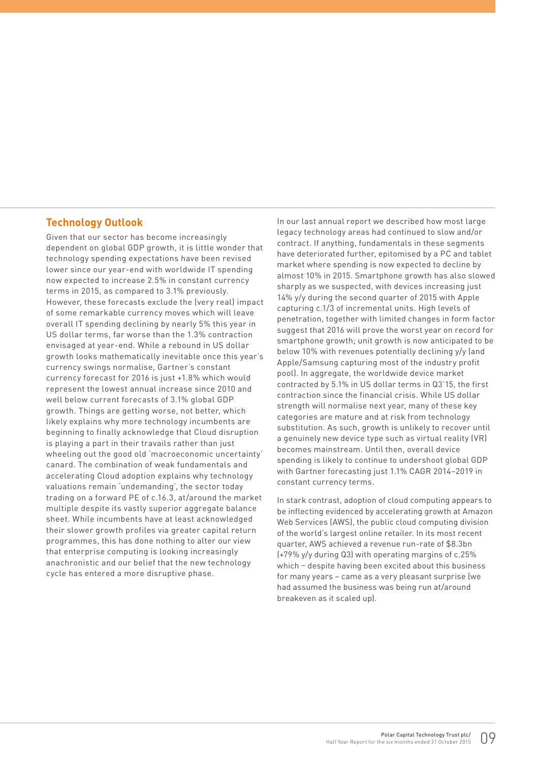## Technology Outlook

Given that our sector has become increasingly dependent on global GDP growth, it is little wonder that technology spending expectations have been revised lower since our year-end with worldwide IT spending now expected to increase 2.5% in constant currency terms in 2015, as compared to 3.1% previously. However, these forecasts exclude the (very real) impact of some remarkable currency moves which will leave overall IT spending declining by nearly 5% this year in US dollar terms, far worse than the 1.3% contraction envisaged at year-end. While a rebound in US dollar growth looks mathematically inevitable once this year's currency swings normalise, Gartner's constant currency forecast for 2016 is just +1.8% which would represent the lowest annual increase since 2010 and well below current forecasts of 3.1% global GDP growth. Things are getting worse, not better, which likely explains why more technology incumbents are beginning to finally acknowledge that Cloud disruption is playing a part in their travails rather than just wheeling out the good old 'macroeconomic uncertainty' canard. The combination of weak fundamentals and accelerating Cloud adoption explains why technology valuations remain 'undemanding', the sector today trading on a forward PE of c.16.3, at/around the market multiple despite its vastly superior aggregate balance sheet. While incumbents have at least acknowledged their slower growth profiles via greater capital return programmes, this has done nothing to alter our view that enterprise computing is looking increasingly anachronistic and our belief that the new technology cycle has entered a more disruptive phase.

In our last annual report we described how most large legacy technology areas had continued to slow and/or contract. If anything, fundamentals in these segments have deteriorated further, epitomised by a PC and tablet market where spending is now expected to decline by almost 10% in 2015. Smartphone growth has also slowed sharply as we suspected, with devices increasing just 14% y/y during the second quarter of 2015 with Apple capturing c.1/3 of incremental units. High levels of penetration, together with limited changes in form factor suggest that 2016 will prove the worst year on record for smartphone growth; unit growth is now anticipated to be below 10% with revenues potentially declining y/y (and Apple/Samsung capturing most of the industry profit pool). In aggregate, the worldwide device market contracted by 5.1% in US dollar terms in Q3'15, the first contraction since the financial crisis. While US dollar strength will normalise next year, many of these key categories are mature and at risk from technology substitution. As such, growth is unlikely to recover until a genuinely new device type such as virtual reality (VR) becomes mainstream. Until then, overall device spending is likely to continue to undershoot global GDP with Gartner forecasting just 1.1% CAGR 2014–2019 in constant currency terms.

In stark contrast, adoption of cloud computing appears to be inflecting evidenced by accelerating growth at Amazon Web Services (AWS), the public cloud computing division of the world's largest online retailer. In its most recent quarter, AWS achieved a revenue run-rate of $8.3bn (+79% y/y during Q3) with operating margins of c.25% which – despite having been excited about this business for many years – came as a very pleasant surprise (we had assumed the business was being run at/around breakeven as it scaled up).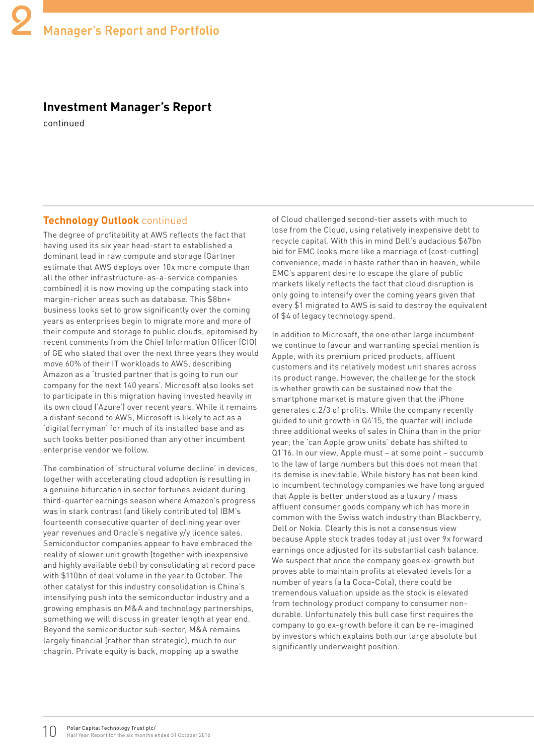## Investment Manager's Report

continued

### Technology Outlook continued

The degree of profitability at AWS reflects the fact that having used its six year head-start to established a dominant lead in raw compute and storage (Gartner estimate that AWS deploys over 10x more compute than all the other infrastructure-as-a-service companies combined) it is now moving up the computing stack into margin-richer areas such as database. This $8bn+ business looks set to grow significantly over the coming years as enterprises begin to migrate more and more of their compute and storage to public clouds, epitomised by recent comments from the Chief Information Officer (CIO) of GE who stated that over the next three years they would move 60% of their IT workloads to AWS, describing Amazon as a 'trusted partner that is going to run our company for the next 140 years'. Microsoft also looks set to participate in this migration having invested heavily in its own cloud ('Azure') over recent years. While it remains a distant second to AWS, Microsoft is likely to act as a 'digital ferryman' for much of its installed base and as such looks better positioned than any other incumbent enterprise vendor we follow.

The combination of 'structural volume decline' in devices, together with accelerating cloud adoption is resulting in a genuine bifurcation in sector fortunes evident during third-quarter earnings season where Amazon's progress was in stark contrast (and likely contributed to) IBM's fourteenth consecutive quarter of declining year over year revenues and Oracle's negative y/y licence sales. Semiconductor companies appear to have embraced the reality of slower unit growth (together with inexpensive and highly available debt) by consolidating at record pace with $110bn of deal volume in the year to October. The other catalyst for this industry consolidation is China's intensifying push into the semiconductor industry and a growing emphasis on M&A and technology partnerships, something we will discuss in greater length at year end. Beyond the semiconductor sub-sector, M&A remains largely financial (rather than strategic), much to our chagrin. Private equity is back, mopping up a swathe of Cloud challenged second-tier assets with much to lose from the Cloud, using relatively inexpensive debt to recycle capital. With this in mind Dell's audacious $67bn bid for EMC looks more like a marriage of (cost-cutting) convenience, made in haste rather than in heaven, while EMC's apparent desire to escape the glare of public markets likely reflects the fact that cloud disruption is only going to intensify over the coming years given that every $1 migrated to AWS is said to destroy the equivalent of $4 of legacy technology spend.

In addition to Microsoft, the one other large incumbent we continue to favour and warranting special mention is Apple, with its premium priced products, affluent customers and its relatively modest unit shares across its product range. However, the challenge for the stock is whether growth can be sustained now that the smartphone market is mature given that the iPhone generates c.2/3 of profits. While the company recently guided to unit growth in Q4'15, the quarter will include three additional weeks of sales in China than in the prior year; the 'can Apple grow units' debate has shifted to Q1'16. In our view, Apple must – at some point – succumb to the law of large numbers but this does not mean that its demise is inevitable. While history has not been kind to incumbent technology companies we have long argued that Apple is better understood as a luxury / mass affluent consumer goods company which has more in common with the Swiss watch industry than Blackberry, Dell or Nokia. Clearly this is not a consensus view because Apple stock trades today at just over 9x forward earnings once adjusted for its substantial cash balance. We suspect that once the company goes ex-growth but proves able to maintain profits at elevated levels for a number of years (a la Coca-Cola), there could be tremendous valuation upside as the stock is elevated from technology product company to consumer non-durable. Unfortunately this bull case first requires the company to go ex-growth before it can be re-imagined by investors which explains both our large absolute but significantly underweight position.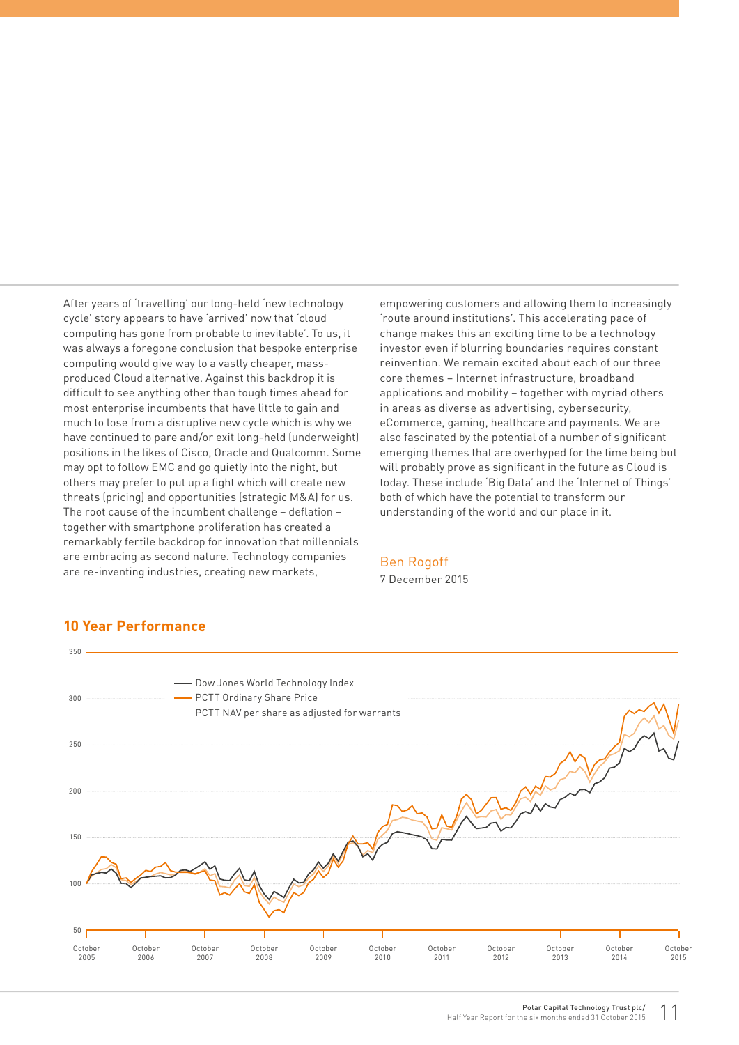After years of 'travelling' our long-held 'new technology cycle' story appears to have 'arrived' now that 'cloud computing has gone from probable to inevitable'. To us, it was always a foregone conclusion that bespoke enterprise computing would give way to a vastly cheaper, mass-produced Cloud alternative. Against this backdrop it is difficult to see anything other than tough times ahead for most enterprise incumbents that have little to gain and much to lose from a disruptive new cycle which is why we have continued to pare and/or exit long-held (underweight) positions in the likes of Cisco, Oracle and Qualcomm. Some may opt to follow EMC and go quietly into the night, but others may prefer to put up a fight which will create new threats (pricing) and opportunities (strategic M&A) for us. The root cause of the incumbent challenge – deflation – together with smartphone proliferation has created a remarkably fertile backdrop for innovation that millennials are embracing as second nature. Technology companies are re-inventing industries, creating new markets, empowering customers and allowing them to increasingly 'route around institutions'. This accelerating pace of change makes this an exciting time to be a technology investor even if blurring boundaries requires constant reinvention. We remain excited about each of our three core themes – Internet infrastructure, broadband applications and mobility – together with myriad others in areas as diverse as advertising, cybersecurity, eCommerce, gaming, healthcare and payments. We are also fascinated by the potential of a number of significant emerging themes that are overhyped for the time being but will probably prove as significant in the future as Cloud is today. These include 'Big Data' and the 'Internet of Things' both of which have the potential to transform our understanding of the world and our place in it.

Ben Rogoff
7 December 2015

## 10 Year Performance

Legend: Dow Jones World Technology Index; PCTT Ordinary Share Price; PCTT NAV per share as adjusted for warrants

Y-axis: 50 – 350. X-axis: October 2005 – October 2015.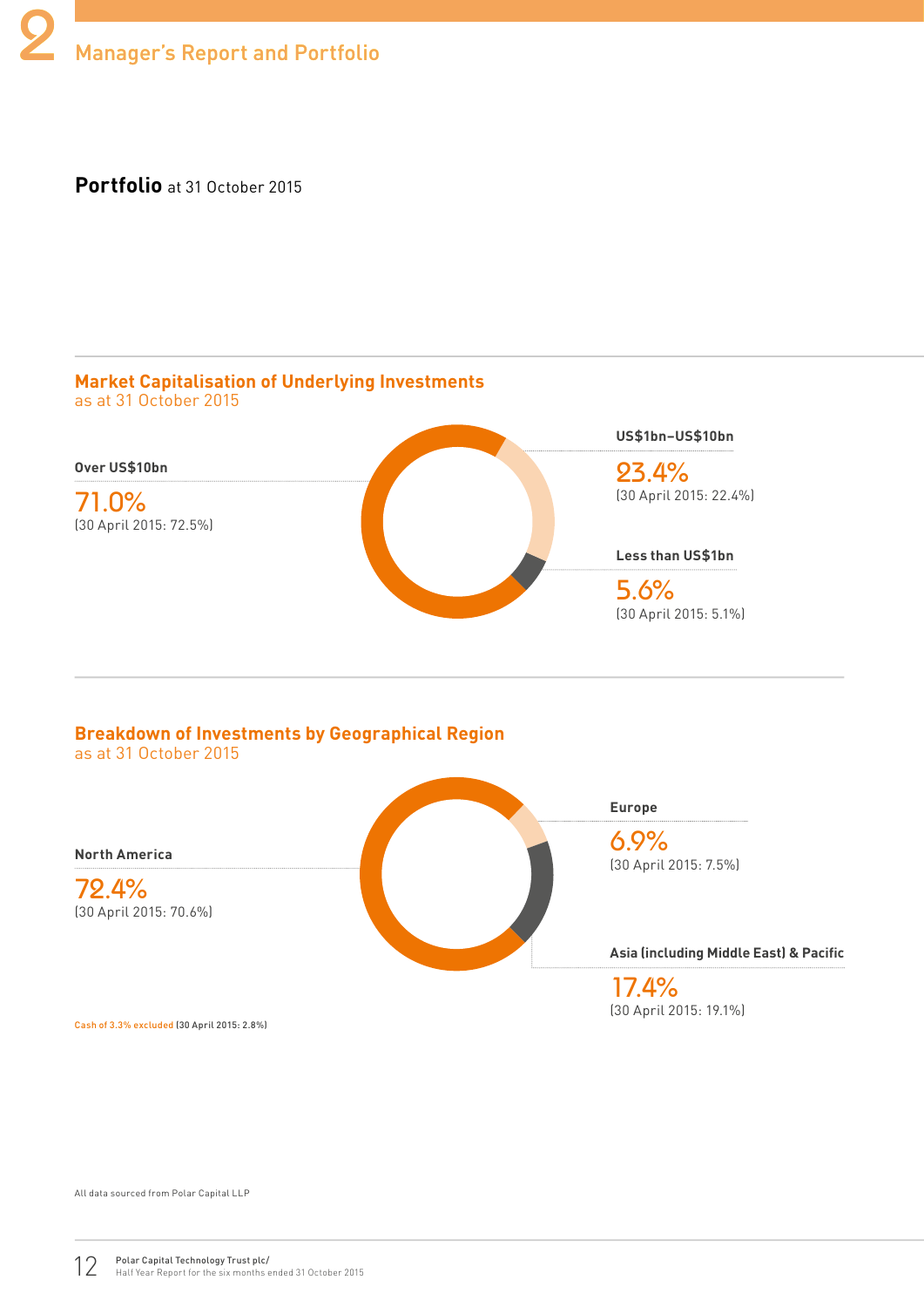## Portfolio at 31 October 2015

### Market Capitalisation of Underlying Investments
as at 31 October 2015

**Over US$10bn**
71.0%
(30 April 2015: 72.5%)

**US$1bn–US$10bn**
23.4%
(30 April 2015: 22.4%)

**Less than US$1bn**
5.6%
(30 April 2015: 5.1%)

### Breakdown of Investments by Geographical Region
as at 31 October 2015

**North America**
72.4%
(30 April 2015: 70.6%)

**Europe**
6.9%
(30 April 2015: 7.5%)

**Asia (including Middle East) & Pacific**
17.4%
(30 April 2015: 19.1%)

Cash of 3.3% excluded (30 April 2015: 2.8%)

All data sourced from Polar Capital LLP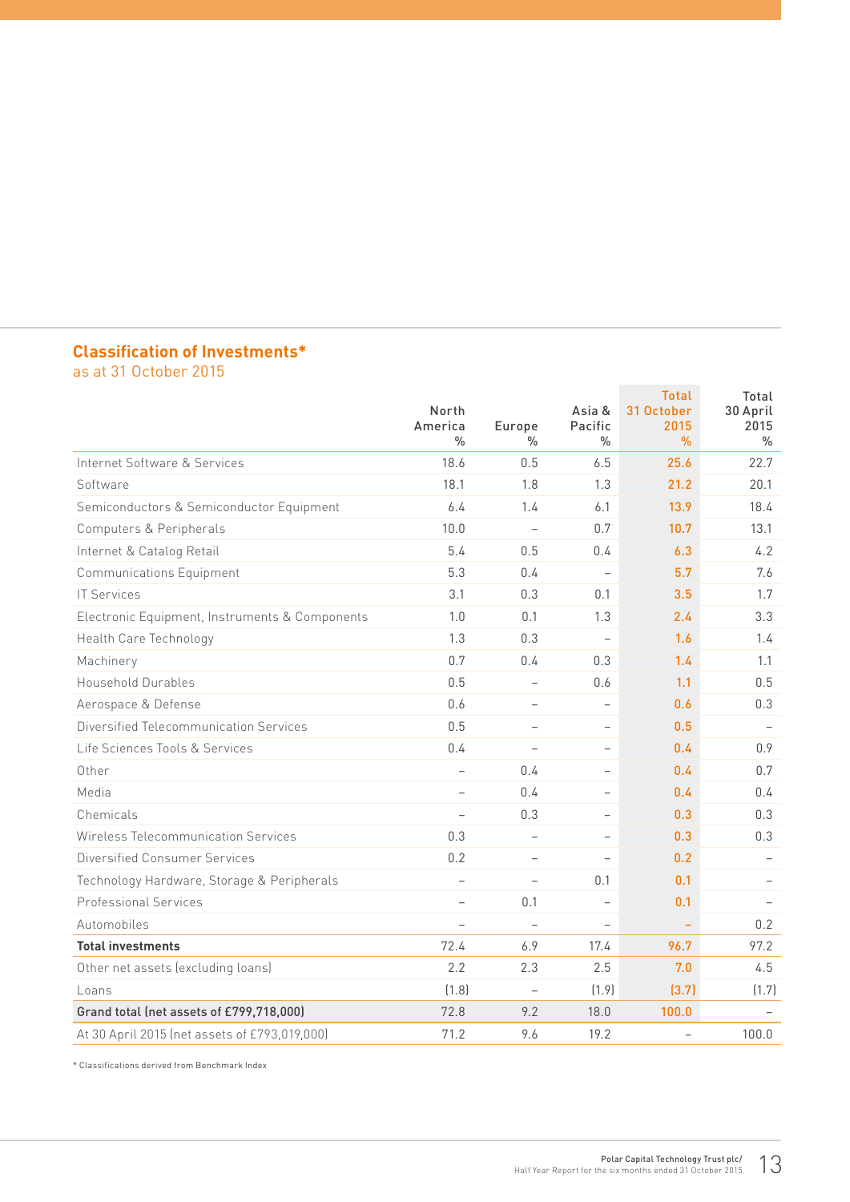## Classification of Investments*

as at 31 October 2015

| | North America % | Europe % | Asia & Pacific % | Total 31 October 2015 % | Total 30 April 2015 % |
|---|---|---|---|---|---|
| Internet Software & Services | 18.6 | 0.5 | 6.5 | 25.6 | 22.7 |
| Software | 18.1 | 1.8 | 1.3 | 21.2 | 20.1 |
| Semiconductors & Semiconductor Equipment | 6.4 | 1.4 | 6.1 | 13.9 | 18.4 |
| Computers & Peripherals | 10.0 | – | 0.7 | 10.7 | 13.1 |
| Internet & Catalog Retail | 5.4 | 0.5 | 0.4 | 6.3 | 4.2 |
| Communications Equipment | 5.3 | 0.4 | – | 5.7 | 7.6 |
| IT Services | 3.1 | 0.3 | 0.1 | 3.5 | 1.7 |
| Electronic Equipment, Instruments & Components | 1.0 | 0.1 | 1.3 | 2.4 | 3.3 |
| Health Care Technology | 1.3 | 0.3 | – | 1.6 | 1.4 |
| Machinery | 0.7 | 0.4 | 0.3 | 1.4 | 1.1 |
| Household Durables | 0.5 | – | 0.6 | 1.1 | 0.5 |
| Aerospace & Defense | 0.6 | – | – | 0.6 | 0.3 |
| Diversified Telecommunication Services | 0.5 | – | – | 0.5 | – |
| Life Sciences Tools & Services | 0.4 | – | – | 0.4 | 0.9 |
| Other | – | 0.4 | – | 0.4 | 0.7 |
| Media | – | 0.4 | – | 0.4 | 0.4 |
| Chemicals | – | 0.3 | – | 0.3 | 0.3 |
| Wireless Telecommunication Services | 0.3 | – | – | 0.3 | 0.3 |
| Diversified Consumer Services | 0.2 | – | – | 0.2 | – |
| Technology Hardware, Storage & Peripherals | – | – | 0.1 | 0.1 | – |
| Professional Services | – | 0.1 | – | 0.1 | – |
| Automobiles | – | – | – | – | 0.2 |
| **Total investments** | 72.4 | 6.9 | 17.4 | 96.7 | 97.2 |
| Other net assets (excluding loans) | 2.2 | 2.3 | 2.5 | 7.0 | 4.5 |
| Loans | (1.8) | – | (1.9) | (3.7) | (1.7) |
| **Grand total (net assets of £799,718,000)** | 72.8 | 9.2 | 18.0 | 100.0 | – |
| At 30 April 2015 (net assets of £793,019,000) | 71.2 | 9.6 | 19.2 | – | 100.0 |

* Classifications derived from Benchmark Index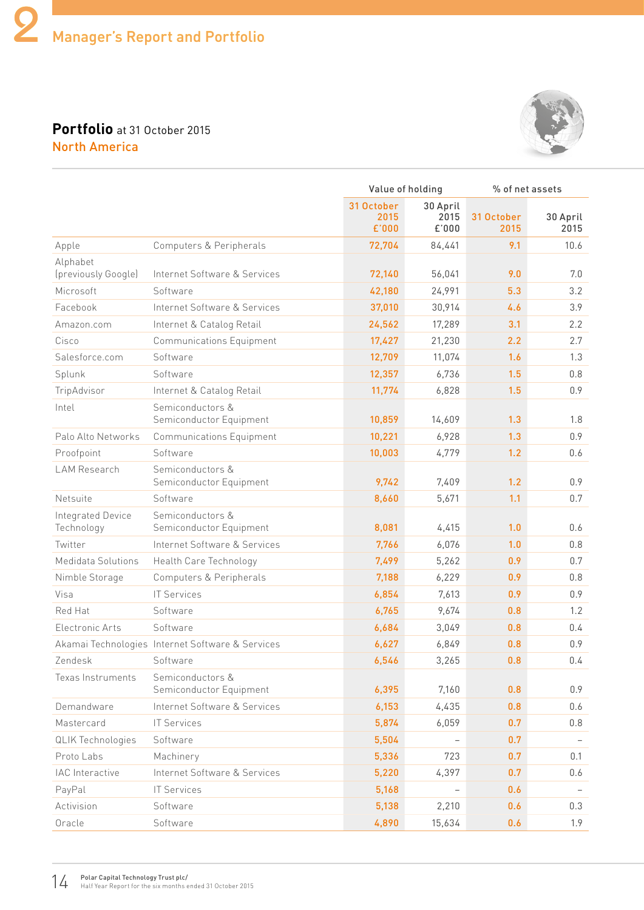## 2 Manager's Report and Portfolio

### Portfolio at 31 October 2015

#### North America

| | | Value of holding | | % of net assets | |
|---|---|---|---|---|---|
| | | 31 October 2015 £'000 | 30 April 2015 £'000 | 31 October 2015 | 30 April 2015 |
| Apple | Computers & Peripherals | 72,704 | 84,441 | 9.1 | 10.6 |
| Alphabet (previously Google) | Internet Software & Services | 72,140 | 56,041 | 9.0 | 7.0 |
| Microsoft | Software | 42,180 | 24,991 | 5.3 | 3.2 |
| Facebook | Internet Software & Services | 37,010 | 30,914 | 4.6 | 3.9 |
| Amazon.com | Internet & Catalog Retail | 24,562 | 17,289 | 3.1 | 2.2 |
| Cisco | Communications Equipment | 17,427 | 21,230 | 2.2 | 2.7 |
| Salesforce.com | Software | 12,709 | 11,074 | 1.6 | 1.3 |
| Splunk | Software | 12,357 | 6,736 | 1.5 | 0.8 |
| TripAdvisor | Internet & Catalog Retail | 11,774 | 6,828 | 1.5 | 0.9 |
| Intel | Semiconductors & Semiconductor Equipment | 10,859 | 14,609 | 1.3 | 1.8 |
| Palo Alto Networks | Communications Equipment | 10,221 | 6,928 | 1.3 | 0.9 |
| Proofpoint | Software | 10,003 | 4,779 | 1.2 | 0.6 |
| LAM Research | Semiconductors & Semiconductor Equipment | 9,742 | 7,409 | 1.2 | 0.9 |
| Netsuite | Software | 8,660 | 5,671 | 1.1 | 0.7 |
| Integrated Device Technology | Semiconductors & Semiconductor Equipment | 8,081 | 4,415 | 1.0 | 0.6 |
| Twitter | Internet Software & Services | 7,766 | 6,076 | 1.0 | 0.8 |
| Medidata Solutions | Health Care Technology | 7,499 | 5,262 | 0.9 | 0.7 |
| Nimble Storage | Computers & Peripherals | 7,188 | 6,229 | 0.9 | 0.8 |
| Visa | IT Services | 6,854 | 7,613 | 0.9 | 0.9 |
| Red Hat | Software | 6,765 | 9,674 | 0.8 | 1.2 |
| Electronic Arts | Software | 6,684 | 3,049 | 0.8 | 0.4 |
| Akamai Technologies | Internet Software & Services | 6,627 | 6,849 | 0.8 | 0.9 |
| Zendesk | Software | 6,546 | 3,265 | 0.8 | 0.4 |
| Texas Instruments | Semiconductors & Semiconductor Equipment | 6,395 | 7,160 | 0.8 | 0.9 |
| Demandware | Internet Software & Services | 6,153 | 4,435 | 0.8 | 0.6 |
| Mastercard | IT Services | 5,874 | 6,059 | 0.7 | 0.8 |
| QLIK Technologies | Software | 5,504 | – | 0.7 | – |
| Proto Labs | Machinery | 5,336 | 723 | 0.7 | 0.1 |
| IAC Interactive | Internet Software & Services | 5,220 | 4,397 | 0.7 | 0.6 |
| PayPal | IT Services | 5,168 | – | 0.6 | – |
| Activision | Software | 5,138 | 2,210 | 0.6 | 0.3 |
| Oracle | Software | 4,890 | 15,634 | 0.6 | 1.9 |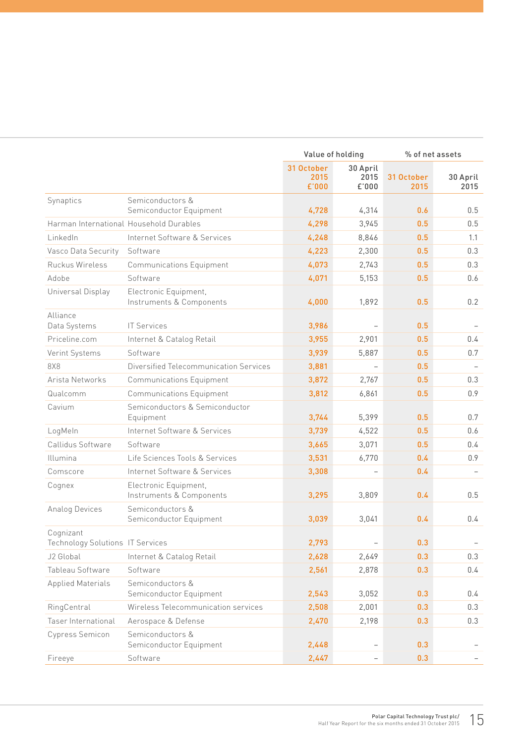| | | Value of holding | | % of net assets | |
|---|---|---|---|---|---|
| | | 31 October 2015 £'000 | 30 April 2015 £'000 | 31 October 2015 | 30 April 2015 |
| Synaptics | Semiconductors & Semiconductor Equipment | 4,728 | 4,314 | 0.6 | 0.5 |
| Harman International | Household Durables | 4,298 | 3,945 | 0.5 | 0.5 |
| LinkedIn | Internet Software & Services | 4,248 | 8,846 | 0.5 | 1.1 |
| Vasco Data Security | Software | 4,223 | 2,300 | 0.5 | 0.3 |
| Ruckus Wireless | Communications Equipment | 4,073 | 2,743 | 0.5 | 0.3 |
| Adobe | Software | 4,071 | 5,153 | 0.5 | 0.6 |
| Universal Display | Electronic Equipment, Instruments & Components | 4,000 | 1,892 | 0.5 | 0.2 |
| Alliance Data Systems | IT Services | 3,986 | – | 0.5 | – |
| Priceline.com | Internet & Catalog Retail | 3,955 | 2,901 | 0.5 | 0.4 |
| Verint Systems | Software | 3,939 | 5,887 | 0.5 | 0.7 |
| 8X8 | Diversified Telecommunication Services | 3,881 | – | 0.5 | – |
| Arista Networks | Communications Equipment | 3,872 | 2,767 | 0.5 | 0.3 |
| Qualcomm | Communications Equipment | 3,812 | 6,861 | 0.5 | 0.9 |
| Cavium | Semiconductors & Semiconductor Equipment | 3,744 | 5,399 | 0.5 | 0.7 |
| LogMeIn | Internet Software & Services | 3,739 | 4,522 | 0.5 | 0.6 |
| Callidus Software | Software | 3,665 | 3,071 | 0.5 | 0.4 |
| Illumina | Life Sciences Tools & Services | 3,531 | 6,770 | 0.4 | 0.9 |
| Comscore | Internet Software & Services | 3,308 | – | 0.4 | – |
| Cognex | Electronic Equipment, Instruments & Components | 3,295 | 3,809 | 0.4 | 0.5 |
| Analog Devices | Semiconductors & Semiconductor Equipment | 3,039 | 3,041 | 0.4 | 0.4 |
| Cognizant Technology Solutions | IT Services | 2,793 | – | 0.3 | – |
| J2 Global | Internet & Catalog Retail | 2,628 | 2,649 | 0.3 | 0.3 |
| Tableau Software | Software | 2,561 | 2,878 | 0.3 | 0.4 |
| Applied Materials | Semiconductors & Semiconductor Equipment | 2,543 | 3,052 | 0.3 | 0.4 |
| RingCentral | Wireless Telecommunication services | 2,508 | 2,001 | 0.3 | 0.3 |
| Taser International | Aerospace & Defense | 2,470 | 2,198 | 0.3 | 0.3 |
| Cypress Semicon | Semiconductors & Semiconductor Equipment | 2,448 | – | 0.3 | – |
| Fireeye | Software | 2,447 | – | 0.3 | – |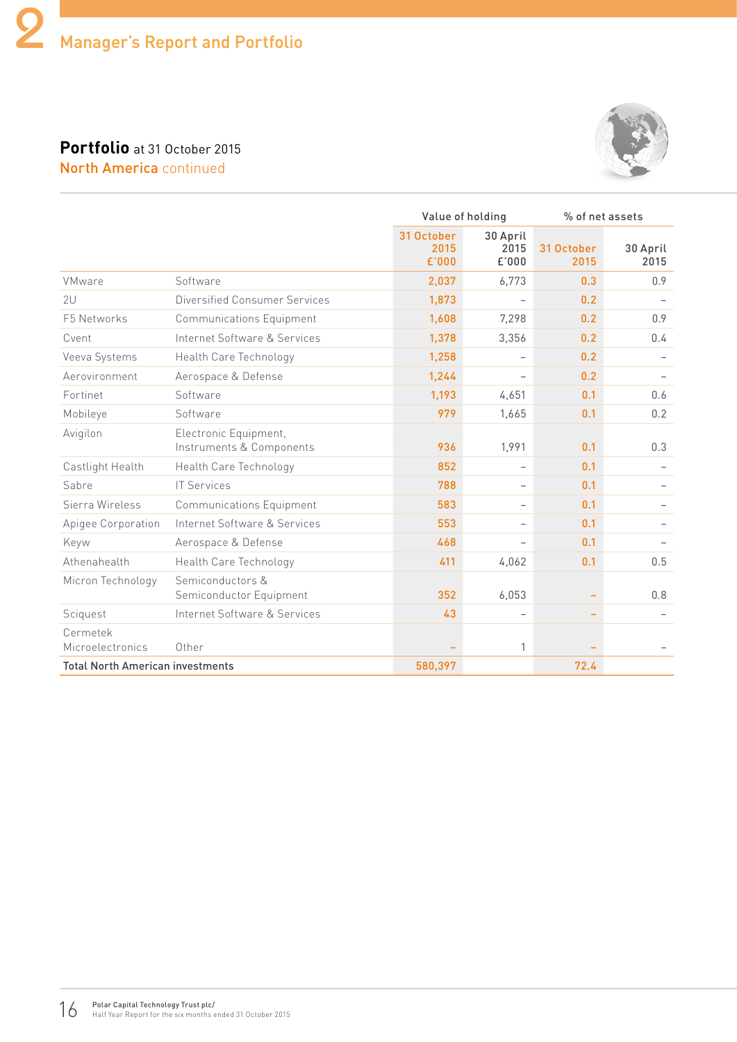## Manager's Report and Portfolio

# Portfolio at 31 October 2015

## North America continued

| | | Value of holding | | % of net assets | |
|---|---|---|---|---|---|
| | | 31 October 2015 £'000 | 30 April 2015 £'000 | 31 October 2015 | 30 April 2015 |
| VMware | Software | 2,037 | 6,773 | 0.3 | 0.9 |
| 2U | Diversified Consumer Services | 1,873 | – | 0.2 | – |
| F5 Networks | Communications Equipment | 1,608 | 7,298 | 0.2 | 0.9 |
| Cvent | Internet Software & Services | 1,378 | 3,356 | 0.2 | 0.4 |
| Veeva Systems | Health Care Technology | 1,258 | – | 0.2 | – |
| Aerovironment | Aerospace & Defense | 1,244 | – | 0.2 | – |
| Fortinet | Software | 1,193 | 4,651 | 0.1 | 0.6 |
| Mobileye | Software | 979 | 1,665 | 0.1 | 0.2 |
| Avigilon | Electronic Equipment, Instruments & Components | 936 | 1,991 | 0.1 | 0.3 |
| Castlight Health | Health Care Technology | 852 | – | 0.1 | – |
| Sabre | IT Services | 788 | – | 0.1 | – |
| Sierra Wireless | Communications Equipment | 583 | – | 0.1 | – |
| Apigee Corporation | Internet Software & Services | 553 | – | 0.1 | – |
| Keyw | Aerospace & Defense | 468 | – | 0.1 | – |
| Athenahealth | Health Care Technology | 411 | 4,062 | 0.1 | 0.5 |
| Micron Technology | Semiconductors & Semiconductor Equipment | 352 | 6,053 | – | 0.8 |
| Sciquest | Internet Software & Services | 43 | – | – | – |
| Cermetek Microelectronics | Other | – | 1 | – | – |
| **Total North American investments** | | **580,397** | | **72.4** | |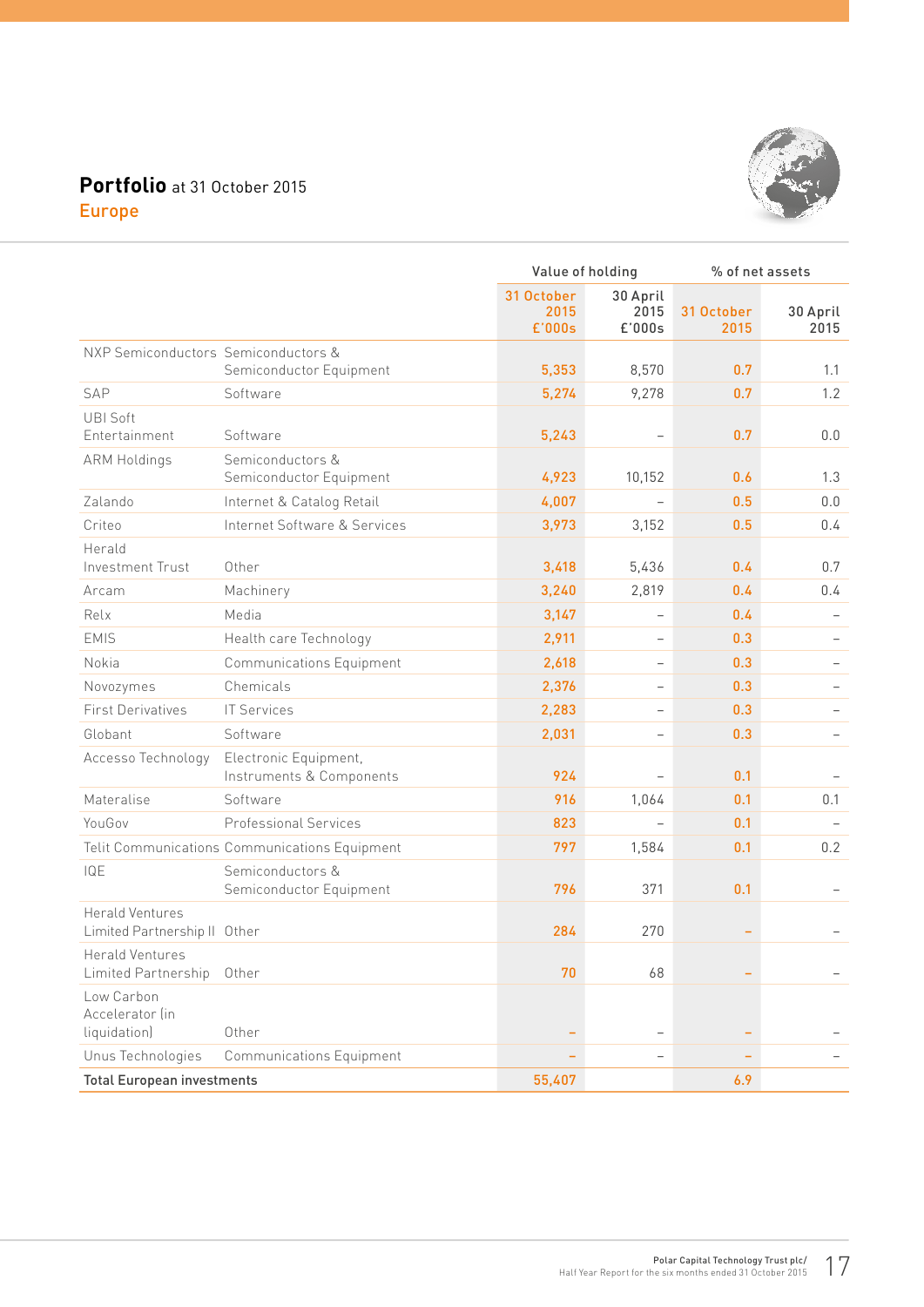# **Portfolio** at 31 October 2015

## Europe

| | | Value of holding | | % of net assets | |
|---|---|---|---|---|---|
| | | 31 October 2015 £'000s | 30 April 2015 £'000s | 31 October 2015 | 30 April 2015 |
| NXP Semiconductors | Semiconductors & Semiconductor Equipment | 5,353 | 8,570 | 0.7 | 1.1 |
| SAP | Software | 5,274 | 9,278 | 0.7 | 1.2 |
| UBI Soft Entertainment | Software | 5,243 | – | 0.7 | 0.0 |
| ARM Holdings | Semiconductors & Semiconductor Equipment | 4,923 | 10,152 | 0.6 | 1.3 |
| Zalando | Internet & Catalog Retail | 4,007 | – | 0.5 | 0.0 |
| Criteo | Internet Software & Services | 3,973 | 3,152 | 0.5 | 0.4 |
| Herald Investment Trust | Other | 3,418 | 5,436 | 0.4 | 0.7 |
| Arcam | Machinery | 3,240 | 2,819 | 0.4 | 0.4 |
| Relx | Media | 3,147 | – | 0.4 | – |
| EMIS | Health care Technology | 2,911 | – | 0.3 | – |
| Nokia | Communications Equipment | 2,618 | – | 0.3 | – |
| Novozymes | Chemicals | 2,376 | – | 0.3 | – |
| First Derivatives | IT Services | 2,283 | – | 0.3 | – |
| Globant | Software | 2,031 | – | 0.3 | – |
| Accesso Technology | Electronic Equipment, Instruments & Components | 924 | – | 0.1 | – |
| Materalise | Software | 916 | 1,064 | 0.1 | 0.1 |
| YouGov | Professional Services | 823 | – | 0.1 | – |
| Telit Communications | Communications Equipment | 797 | 1,584 | 0.1 | 0.2 |
| IQE | Semiconductors & Semiconductor Equipment | 796 | 371 | 0.1 | – |
| Herald Ventures Limited Partnership II | Other | 284 | 270 | – | – |
| Herald Ventures Limited Partnership | Other | 70 | 68 | – | – |
| Low Carbon Accelerator (in liquidation) | Other | – | – | – | – |
| Unus Technologies | Communications Equipment | – | – | – | – |
| **Total European investments** | | **55,407** | | **6.9** | |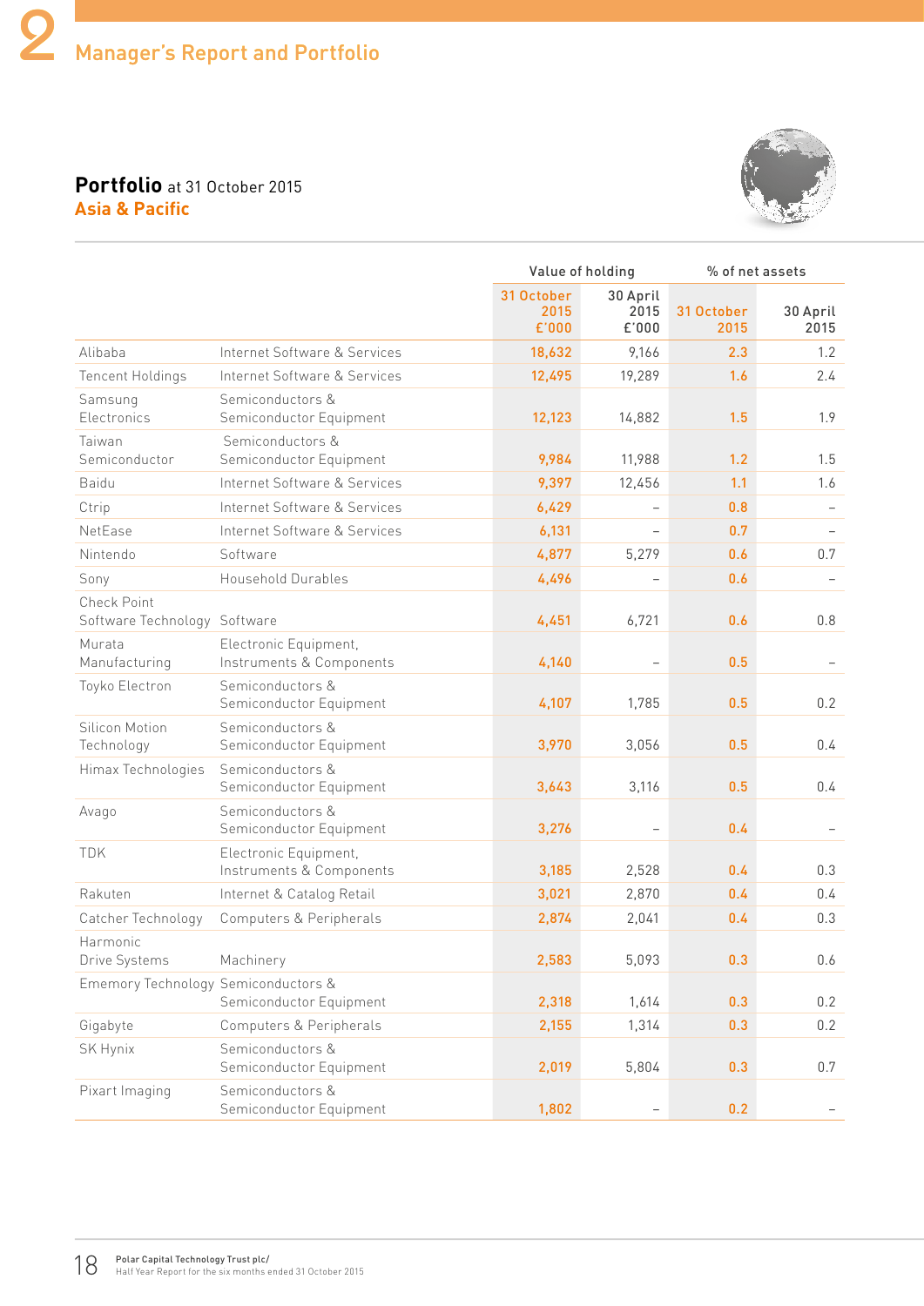# Manager's Report and Portfolio

## Portfolio at 31 October 2015
### Asia & Pacific

| | | Value of holding | | % of net assets | |
|---|---|---|---|---|---|
| | | 31 October 2015 £'000 | 30 April 2015 £'000 | 31 October 2015 | 30 April 2015 |
| Alibaba | Internet Software & Services | 18,632 | 9,166 | 2.3 | 1.2 |
| Tencent Holdings | Internet Software & Services | 12,495 | 19,289 | 1.6 | 2.4 |
| Samsung Electronics | Semiconductors & Semiconductor Equipment | 12,123 | 14,882 | 1.5 | 1.9 |
| Taiwan Semiconductor | Semiconductors & Semiconductor Equipment | 9,984 | 11,988 | 1.2 | 1.5 |
| Baidu | Internet Software & Services | 9,397 | 12,456 | 1.1 | 1.6 |
| Ctrip | Internet Software & Services | 6,429 | – | 0.8 | – |
| NetEase | Internet Software & Services | 6,131 | – | 0.7 | – |
| Nintendo | Software | 4,877 | 5,279 | 0.6 | 0.7 |
| Sony | Household Durables | 4,496 | – | 0.6 | – |
| Check Point Software Technology | Software | 4,451 | 6,721 | 0.6 | 0.8 |
| Murata Manufacturing | Electronic Equipment, Instruments & Components | 4,140 | – | 0.5 | – |
| Toyko Electron | Semiconductors & Semiconductor Equipment | 4,107 | 1,785 | 0.5 | 0.2 |
| Silicon Motion Technology | Semiconductors & Semiconductor Equipment | 3,970 | 3,056 | 0.5 | 0.4 |
| Himax Technologies | Semiconductors & Semiconductor Equipment | 3,643 | 3,116 | 0.5 | 0.4 |
| Avago | Semiconductors & Semiconductor Equipment | 3,276 | – | 0.4 | – |
| TDK | Electronic Equipment, Instruments & Components | 3,185 | 2,528 | 0.4 | 0.3 |
| Rakuten | Internet & Catalog Retail | 3,021 | 2,870 | 0.4 | 0.4 |
| Catcher Technology | Computers & Peripherals | 2,874 | 2,041 | 0.4 | 0.3 |
| Harmonic Drive Systems | Machinery | 2,583 | 5,093 | 0.3 | 0.6 |
| Ememory Technology | Semiconductors & Semiconductor Equipment | 2,318 | 1,614 | 0.3 | 0.2 |
| Gigabyte | Computers & Peripherals | 2,155 | 1,314 | 0.3 | 0.2 |
| SK Hynix | Semiconductors & Semiconductor Equipment | 2,019 | 5,804 | 0.3 | 0.7 |
| Pixart Imaging | Semiconductors & Semiconductor Equipment | 1,802 | – | 0.2 | – |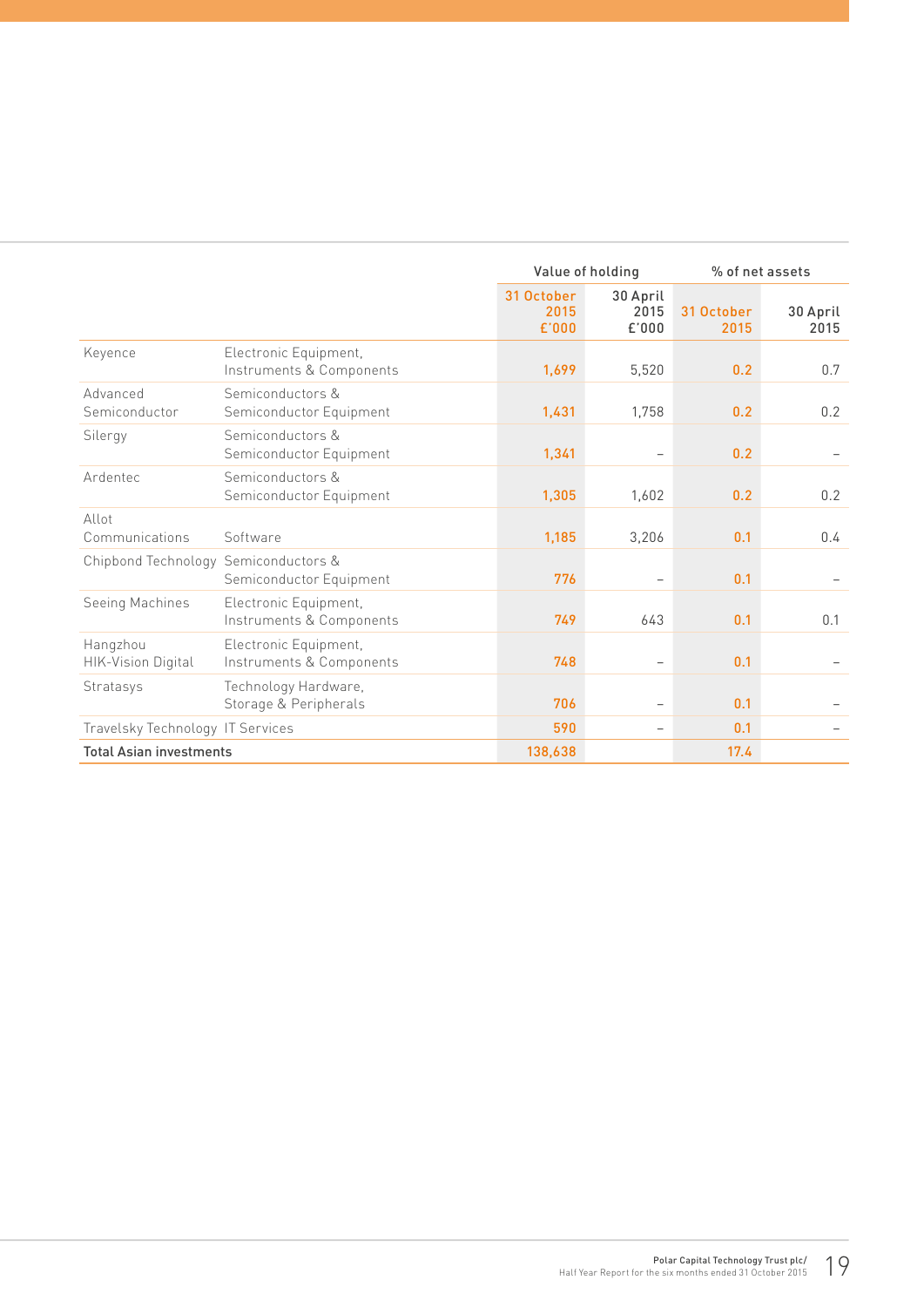| | | Value of holding | | % of net assets | |
|---|---|---|---|---|---|
| | | 31 October 2015 £'000 | 30 April 2015 £'000 | 31 October 2015 | 30 April 2015 |
| Keyence | Electronic Equipment, Instruments & Components | 1,699 | 5,520 | 0.2 | 0.7 |
| Advanced Semiconductor | Semiconductors & Semiconductor Equipment | 1,431 | 1,758 | 0.2 | 0.2 |
| Silergy | Semiconductors & Semiconductor Equipment | 1,341 | – | 0.2 | – |
| Ardentec | Semiconductors & Semiconductor Equipment | 1,305 | 1,602 | 0.2 | 0.2 |
| Allot Communications | Software | 1,185 | 3,206 | 0.1 | 0.4 |
| Chipbond Technology | Semiconductors & Semiconductor Equipment | 776 | – | 0.1 | – |
| Seeing Machines | Electronic Equipment, Instruments & Components | 749 | 643 | 0.1 | 0.1 |
| Hangzhou HIK-Vision Digital | Electronic Equipment, Instruments & Components | 748 | – | 0.1 | – |
| Stratasys | Technology Hardware, Storage & Peripherals | 706 | – | 0.1 | – |
| Travelsky Technology | IT Services | 590 | – | 0.1 | – |
| **Total Asian investments** | | **138,638** | | **17.4** | |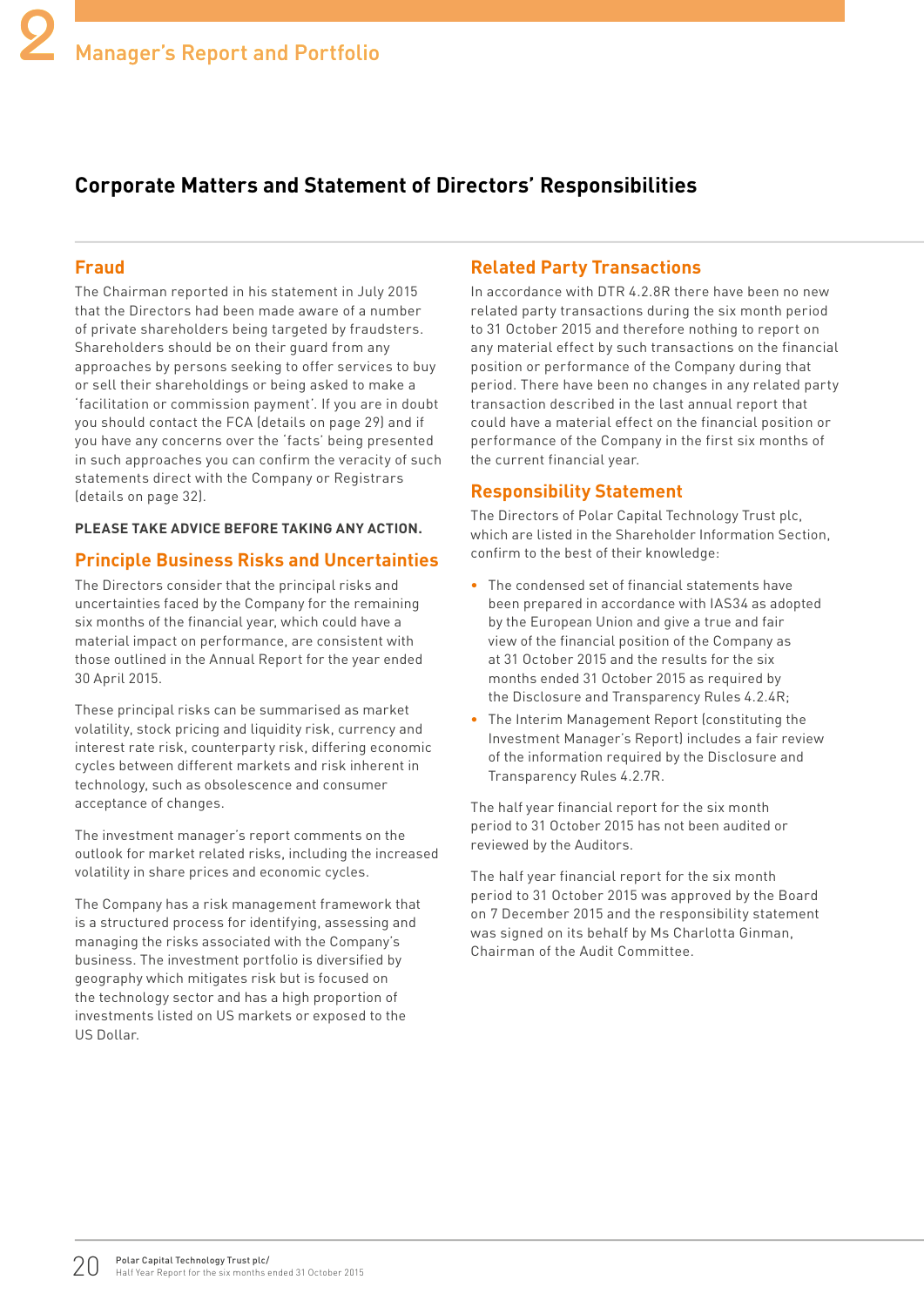## Corporate Matters and Statement of Directors' Responsibilities

### Fraud

The Chairman reported in his statement in July 2015 that the Directors had been made aware of a number of private shareholders being targeted by fraudsters. Shareholders should be on their guard from any approaches by persons seeking to offer services to buy or sell their shareholdings or being asked to make a 'facilitation or commission payment'. If you are in doubt you should contact the FCA (details on page 29) and if you have any concerns over the 'facts' being presented in such approaches you can confirm the veracity of such statements direct with the Company or Registrars (details on page 32).

**PLEASE TAKE ADVICE BEFORE TAKING ANY ACTION.**

### Principle Business Risks and Uncertainties

The Directors consider that the principal risks and uncertainties faced by the Company for the remaining six months of the financial year, which could have a material impact on performance, are consistent with those outlined in the Annual Report for the year ended 30 April 2015.

These principal risks can be summarised as market volatility, stock pricing and liquidity risk, currency and interest rate risk, counterparty risk, differing economic cycles between different markets and risk inherent in technology, such as obsolescence and consumer acceptance of changes.

The investment manager's report comments on the outlook for market related risks, including the increased volatility in share prices and economic cycles.

The Company has a risk management framework that is a structured process for identifying, assessing and managing the risks associated with the Company's business. The investment portfolio is diversified by geography which mitigates risk but is focused on the technology sector and has a high proportion of investments listed on US markets or exposed to the US Dollar.

### Related Party Transactions

In accordance with DTR 4.2.8R there have been no new related party transactions during the six month period to 31 October 2015 and therefore nothing to report on any material effect by such transactions on the financial position or performance of the Company during that period. There have been no changes in any related party transaction described in the last annual report that could have a material effect on the financial position or performance of the Company in the first six months of the current financial year.

### Responsibility Statement

The Directors of Polar Capital Technology Trust plc, which are listed in the Shareholder Information Section, confirm to the best of their knowledge:

- The condensed set of financial statements have been prepared in accordance with IAS34 as adopted by the European Union and give a true and fair view of the financial position of the Company as at 31 October 2015 and the results for the six months ended 31 October 2015 as required by the Disclosure and Transparency Rules 4.2.4R;
- The Interim Management Report (constituting the Investment Manager's Report) includes a fair review of the information required by the Disclosure and Transparency Rules 4.2.7R.

The half year financial report for the six month period to 31 October 2015 has not been audited or reviewed by the Auditors.

The half year financial report for the six month period to 31 October 2015 was approved by the Board on 7 December 2015 and the responsibility statement was signed on its behalf by Ms Charlotta Ginman, Chairman of the Audit Committee.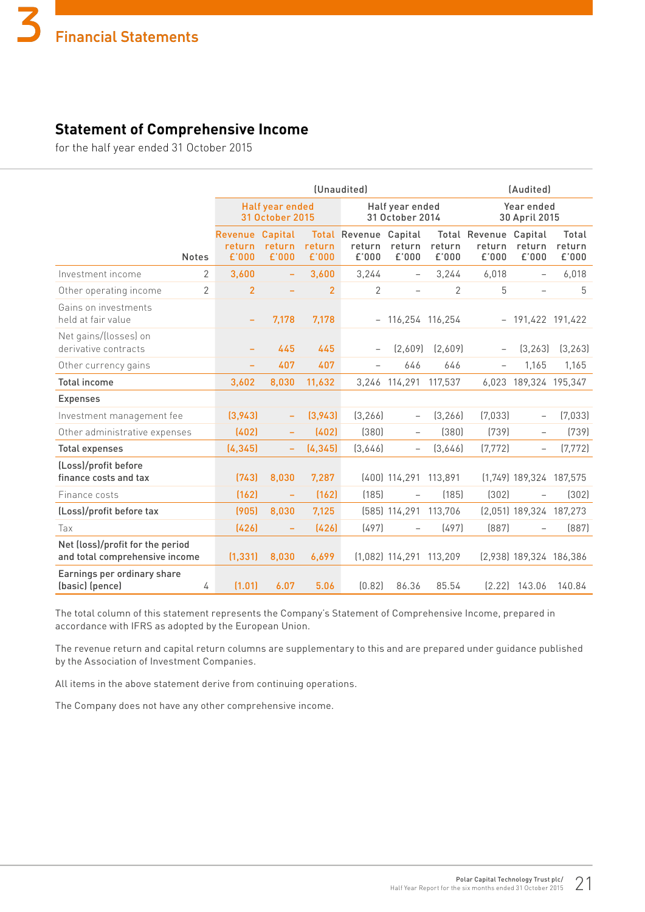## Statement of Comprehensive Income

for the half year ended 31 October 2015

| | Notes | (Unaudited) | | | | | | (Audited) | | |
|---|---|---|---|---|---|---|---|---|---|---|
| | | Half year ended 31 October 2015 | | | Half year ended 31 October 2014 | | | Year ended 30 April 2015 | | |
| | | Revenue return £'000 | Capital return £'000 | Total return £'000 | Revenue return £'000 | Capital return £'000 | Total return £'000 | Revenue return £'000 | Capital return £'000 | Total return £'000 |
| Investment income | 2 | 3,600 | – | 3,600 | 3,244 | – | 3,244 | 6,018 | – | 6,018 |
| Other operating income | 2 | 2 | – | 2 | 2 | – | 2 | 5 | – | 5 |
| Gains on investments held at fair value | | – | 7,178 | 7,178 | – | 116,254 | 116,254 | – | 191,422 | 191,422 |
| Net gains/(losses) on derivative contracts | | – | 445 | 445 | – | (2,609) | (2,609) | – | (3,263) | (3,263) |
| Other currency gains | | – | 407 | 407 | – | 646 | 646 | – | 1,165 | 1,165 |
| **Total income** | | 3,602 | 8,030 | 11,632 | 3,246 | 114,291 | 117,537 | 6,023 | 189,324 | 195,347 |
| **Expenses** | | | | | | | | | | |
| Investment management fee | | (3,943) | – | (3,943) | (3,266) | – | (3,266) | (7,033) | – | (7,033) |
| Other administrative expenses | | (402) | – | (402) | (380) | – | (380) | (739) | – | (739) |
| **Total expenses** | | (4,345) | – | (4,345) | (3,646) | – | (3,646) | (7,772) | – | (7,772) |
| **(Loss)/profit before finance costs and tax** | | (743) | 8,030 | 7,287 | (400) | 114,291 | 113,891 | (1,749) | 189,324 | 187,575 |
| Finance costs | | (162) | – | (162) | (185) | – | (185) | (302) | – | (302) |
| **(Loss)/profit before tax** | | (905) | 8,030 | 7,125 | (585) | 114,291 | 113,706 | (2,051) | 189,324 | 187,273 |
| Tax | | (426) | – | (426) | (497) | – | (497) | (887) | – | (887) |
| **Net (loss)/profit for the period and total comprehensive income** | | (1,331) | 8,030 | 6,699 | (1,082) | 114,291 | 113,209 | (2,938) | 189,324 | 186,386 |
| **Earnings per ordinary share (basic) (pence)** | 4 | (1.01) | 6.07 | 5.06 | (0.82) | 86.36 | 85.54 | (2.22) | 143.06 | 140.84 |

The total column of this statement represents the Company's Statement of Comprehensive Income, prepared in accordance with IFRS as adopted by the European Union.

The revenue return and capital return columns are supplementary to this and are prepared under guidance published by the Association of Investment Companies.

All items in the above statement derive from continuing operations.

The Company does not have any other comprehensive income.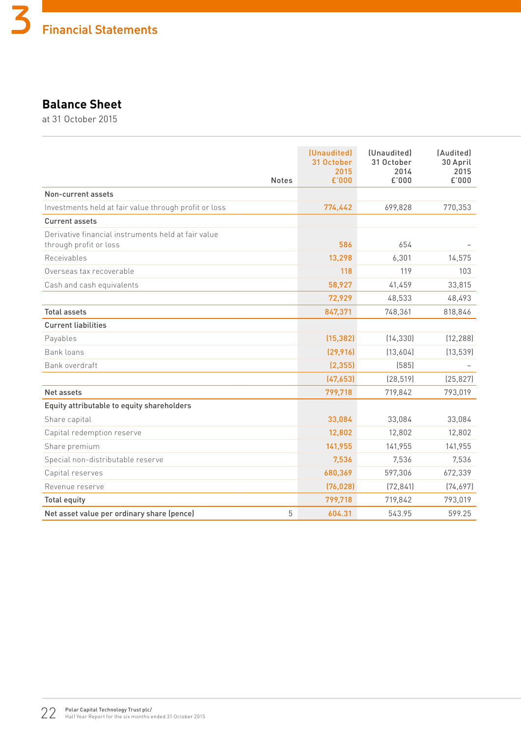# 3 Financial Statements

## Balance Sheet

at 31 October 2015

| | Notes | (Unaudited) 31 October 2015 £'000 | (Unaudited) 31 October 2014 £'000 | (Audited) 30 April 2015 £'000 |
|---|---|---|---|---|
| **Non-current assets** | | | | |
| Investments held at fair value through profit or loss | | 774,442 | 699,828 | 770,353 |
| **Current assets** | | | | |
| Derivative financial instruments held at fair value through profit or loss | | 586 | 654 | – |
| Receivables | | 13,298 | 6,301 | 14,575 |
| Overseas tax recoverable | | 118 | 119 | 103 |
| Cash and cash equivalents | | 58,927 | 41,459 | 33,815 |
| | | 72,929 | 48,533 | 48,493 |
| **Total assets** | | 847,371 | 748,361 | 818,846 |
| **Current liabilities** | | | | |
| Payables | | (15,382) | (14,330) | (12,288) |
| Bank loans | | (29,916) | (13,604) | (13,539) |
| Bank overdraft | | (2,355) | (585) | – |
| | | (47,653) | (28,519) | (25,827) |
| **Net assets** | | 799,718 | 719,842 | 793,019 |
| **Equity attributable to equity shareholders** | | | | |
| Share capital | | 33,084 | 33,084 | 33,084 |
| Capital redemption reserve | | 12,802 | 12,802 | 12,802 |
| Share premium | | 141,955 | 141,955 | 141,955 |
| Special non-distributable reserve | | 7,536 | 7,536 | 7,536 |
| Capital reserves | | 680,369 | 597,306 | 672,339 |
| Revenue reserve | | (76,028) | (72,841) | (74,697) |
| **Total equity** | | 799,718 | 719,842 | 793,019 |
| **Net asset value per ordinary share (pence)** | 5 | 604.31 | 543.95 | 599.25 |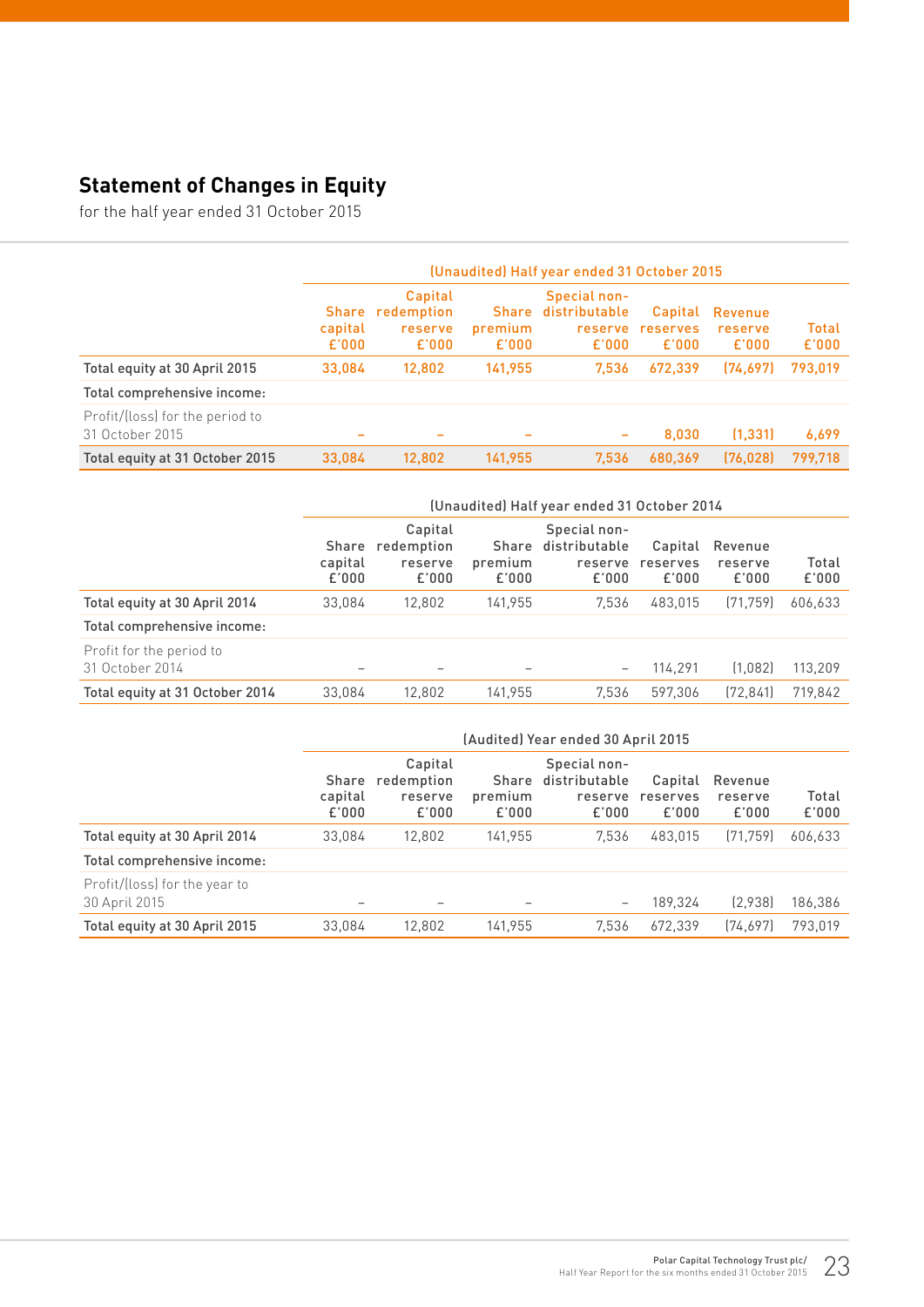# Statement of Changes in Equity

for the half year ended 31 October 2015

| | (Unaudited) Half year ended 31 October 2015 | | | | | | |
|---|---|---|---|---|---|---|---|
| | Share capital £'000 | Capital redemption reserve £'000 | Share premium £'000 | Special non-distributable reserve £'000 | Capital reserves £'000 | Revenue reserve £'000 | Total £'000 |
| **Total equity at 30 April 2015** | 33,084 | 12,802 | 141,955 | 7,536 | 672,339 | (74,697) | 793,019 |
| **Total comprehensive income:** | | | | | | | |
| Profit/(loss) for the period to 31 October 2015 | – | – | – | – | 8,030 | (1,331) | 6,699 |
| **Total equity at 31 October 2015** | 33,084 | 12,802 | 141,955 | 7,536 | 680,369 | (76,028) | 799,718 |

| | (Unaudited) Half year ended 31 October 2014 | | | | | | |
|---|---|---|---|---|---|---|---|
| | Share capital £'000 | Capital redemption reserve £'000 | Share premium £'000 | Special non-distributable reserve £'000 | Capital reserves £'000 | Revenue reserve £'000 | Total £'000 |
| **Total equity at 30 April 2014** | 33,084 | 12,802 | 141,955 | 7,536 | 483,015 | (71,759) | 606,633 |
| **Total comprehensive income:** | | | | | | | |
| Profit for the period to 31 October 2014 | – | – | – | – | 114,291 | (1,082) | 113,209 |
| **Total equity at 31 October 2014** | 33,084 | 12,802 | 141,955 | 7,536 | 597,306 | (72,841) | 719,842 |

| | (Audited) Year ended 30 April 2015 | | | | | | |
|---|---|---|---|---|---|---|---|
| | Share capital £'000 | Capital redemption reserve £'000 | Share premium £'000 | Special non-distributable reserve £'000 | Capital reserves £'000 | Revenue reserve £'000 | Total £'000 |
| **Total equity at 30 April 2014** | 33,084 | 12,802 | 141,955 | 7,536 | 483,015 | (71,759) | 606,633 |
| **Total comprehensive income:** | | | | | | | |
| Profit/(loss) for the year to 30 April 2015 | – | – | – | – | 189,324 | (2,938) | 186,386 |
| **Total equity at 30 April 2015** | 33,084 | 12,802 | 141,955 | 7,536 | 672,339 | (74,697) | 793,019 |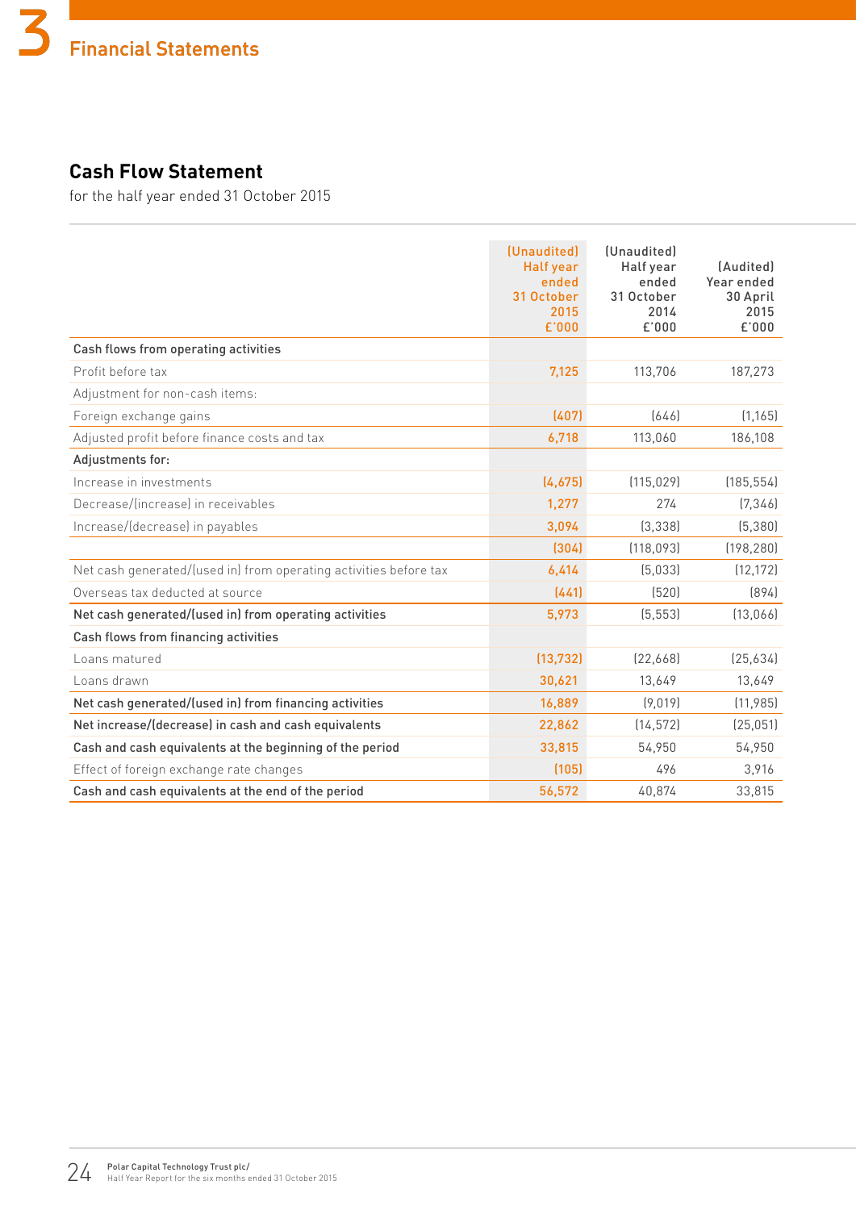# 3 Financial Statements

## Cash Flow Statement

for the half year ended 31 October 2015

| | (Unaudited) Half year ended 31 October 2015 £'000 | (Unaudited) Half year ended 31 October 2014 £'000 | (Audited) Year ended 30 April 2015 £'000 |
|---|---|---|---|
| **Cash flows from operating activities** | | | |
| Profit before tax | 7,125 | 113,706 | 187,273 |
| Adjustment for non-cash items: | | | |
| Foreign exchange gains | (407) | (646) | (1,165) |
| Adjusted profit before finance costs and tax | 6,718 | 113,060 | 186,108 |
| **Adjustments for:** | | | |
| Increase in investments | (4,675) | (115,029) | (185,554) |
| Decrease/(increase) in receivables | 1,277 | 274 | (7,346) |
| Increase/(decrease) in payables | 3,094 | (3,338) | (5,380) |
| | (304) | (118,093) | (198,280) |
| Net cash generated/(used in) from operating activities before tax | 6,414 | (5,033) | (12,172) |
| Overseas tax deducted at source | (441) | (520) | (894) |
| **Net cash generated/(used in) from operating activities** | **5,973** | **(5,553)** | **(13,066)** |
| **Cash flows from financing activities** | | | |
| Loans matured | (13,732) | (22,668) | (25,634) |
| Loans drawn | 30,621 | 13,649 | 13,649 |
| **Net cash generated/(used in) from financing activities** | **16,889** | **(9,019)** | **(11,985)** |
| **Net increase/(decrease) in cash and cash equivalents** | **22,862** | **(14,572)** | **(25,051)** |
| **Cash and cash equivalents at the beginning of the period** | **33,815** | **54,950** | **54,950** |
| Effect of foreign exchange rate changes | (105) | 496 | 3,916 |
| **Cash and cash equivalents at the end of the period** | **56,572** | **40,874** | **33,815** |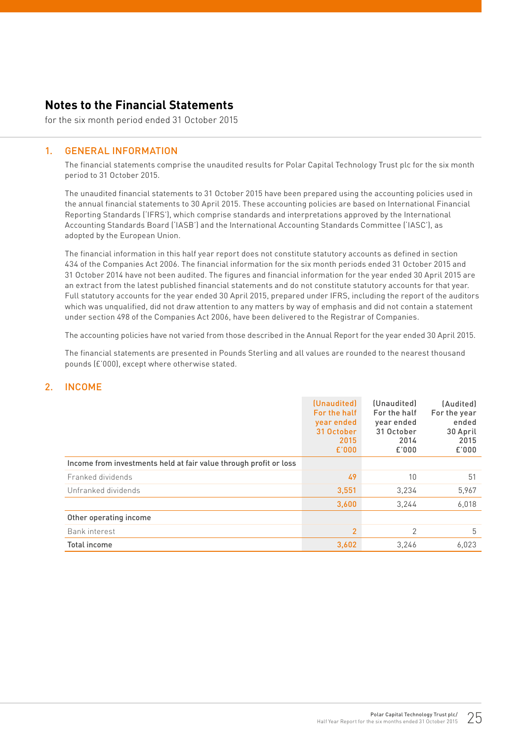# Notes to the Financial Statements

for the six month period ended 31 October 2015

## 1. GENERAL INFORMATION

The financial statements comprise the unaudited results for Polar Capital Technology Trust plc for the six month period to 31 October 2015.

The unaudited financial statements to 31 October 2015 have been prepared using the accounting policies used in the annual financial statements to 30 April 2015. These accounting policies are based on International Financial Reporting Standards ('IFRS'), which comprise standards and interpretations approved by the International Accounting Standards Board ('IASB') and the International Accounting Standards Committee ('IASC'), as adopted by the European Union.

The financial information in this half year report does not constitute statutory accounts as defined in section 434 of the Companies Act 2006. The financial information for the six month periods ended 31 October 2015 and 31 October 2014 have not been audited. The figures and financial information for the year ended 30 April 2015 are an extract from the latest published financial statements and do not constitute statutory accounts for that year. Full statutory accounts for the year ended 30 April 2015, prepared under IFRS, including the report of the auditors which was unqualified, did not draw attention to any matters by way of emphasis and did not contain a statement under section 498 of the Companies Act 2006, have been delivered to the Registrar of Companies.

The accounting policies have not varied from those described in the Annual Report for the year ended 30 April 2015.

The financial statements are presented in Pounds Sterling and all values are rounded to the nearest thousand pounds (£'000), except where otherwise stated.

## 2. INCOME

| | (Unaudited) For the half year ended 31 October 2015 £'000 | (Unaudited) For the half year ended 31 October 2014 £'000 | (Audited) For the year ended 30 April 2015 £'000 |
|---|---|---|---|
| **Income from investments held at fair value through profit or loss** | | | |
| Franked dividends | 49 | 10 | 51 |
| Unfranked dividends | 3,551 | 3,234 | 5,967 |
| | 3,600 | 3,244 | 6,018 |
| **Other operating income** | | | |
| Bank interest | 2 | 2 | 5 |
| **Total income** | 3,602 | 3,246 | 6,023 |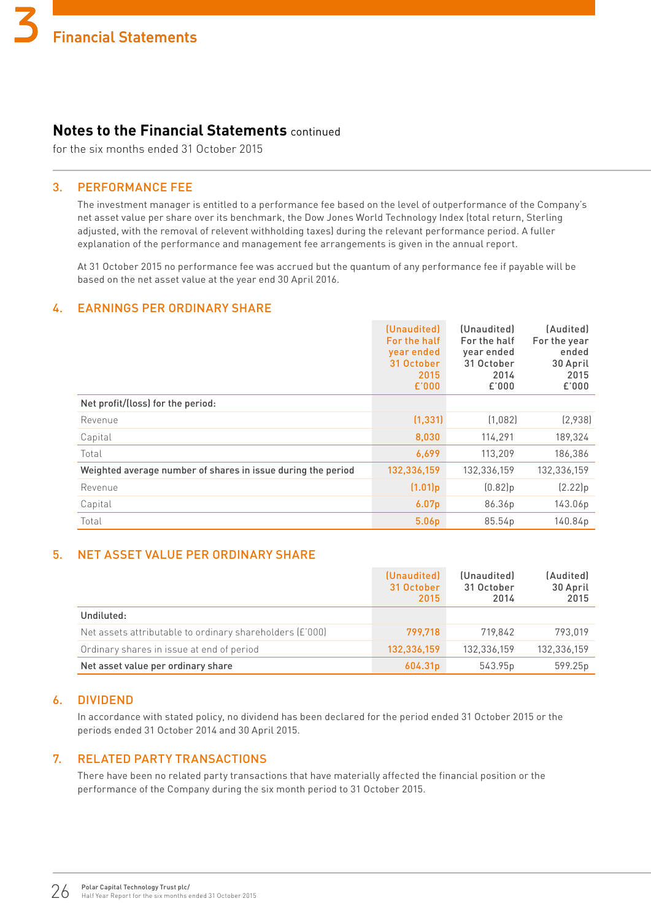## Notes to the Financial Statements continued

for the six months ended 31 October 2015

### 3. PERFORMANCE FEE

The investment manager is entitled to a performance fee based on the level of outperformance of the Company's net asset value per share over its benchmark, the Dow Jones World Technology Index (total return, Sterling adjusted, with the removal of relevent withholding taxes) during the relevant performance period. A fuller explanation of the performance and management fee arrangements is given in the annual report.

At 31 October 2015 no performance fee was accrued but the quantum of any performance fee if payable will be based on the net asset value at the year end 30 April 2016.

### 4. EARNINGS PER ORDINARY SHARE

| | (Unaudited) For the half year ended 31 October 2015 £'000 | (Unaudited) For the half year ended 31 October 2014 £'000 | (Audited) For the year ended 30 April 2015 £'000 |
|---|---|---|---|
| **Net profit/(loss) for the period:** | | | |
| Revenue | (1,331) | (1,082) | (2,938) |
| Capital | 8,030 | 114,291 | 189,324 |
| Total | 6,699 | 113,209 | 186,386 |
| **Weighted average number of shares in issue during the period** | 132,336,159 | 132,336,159 | 132,336,159 |
| Revenue | (1.01)p | (0.82)p | (2.22)p |
| Capital | 6.07p | 86.36p | 143.06p |
| Total | 5.06p | 85.54p | 140.84p |

### 5. NET ASSET VALUE PER ORDINARY SHARE

| | (Unaudited) 31 October 2015 | (Unaudited) 31 October 2014 | (Audited) 30 April 2015 |
|---|---|---|---|
| **Undiluted:** | | | |
| Net assets attributable to ordinary shareholders (£'000) | 799,718 | 719,842 | 793,019 |
| Ordinary shares in issue at end of period | 132,336,159 | 132,336,159 | 132,336,159 |
| **Net asset value per ordinary share** | 604.31p | 543.95p | 599.25p |

### 6. DIVIDEND

In accordance with stated policy, no dividend has been declared for the period ended 31 October 2015 or the periods ended 31 October 2014 and 30 April 2015.

### 7. RELATED PARTY TRANSACTIONS

There have been no related party transactions that have materially affected the financial position or the performance of the Company during the six month period to 31 October 2015.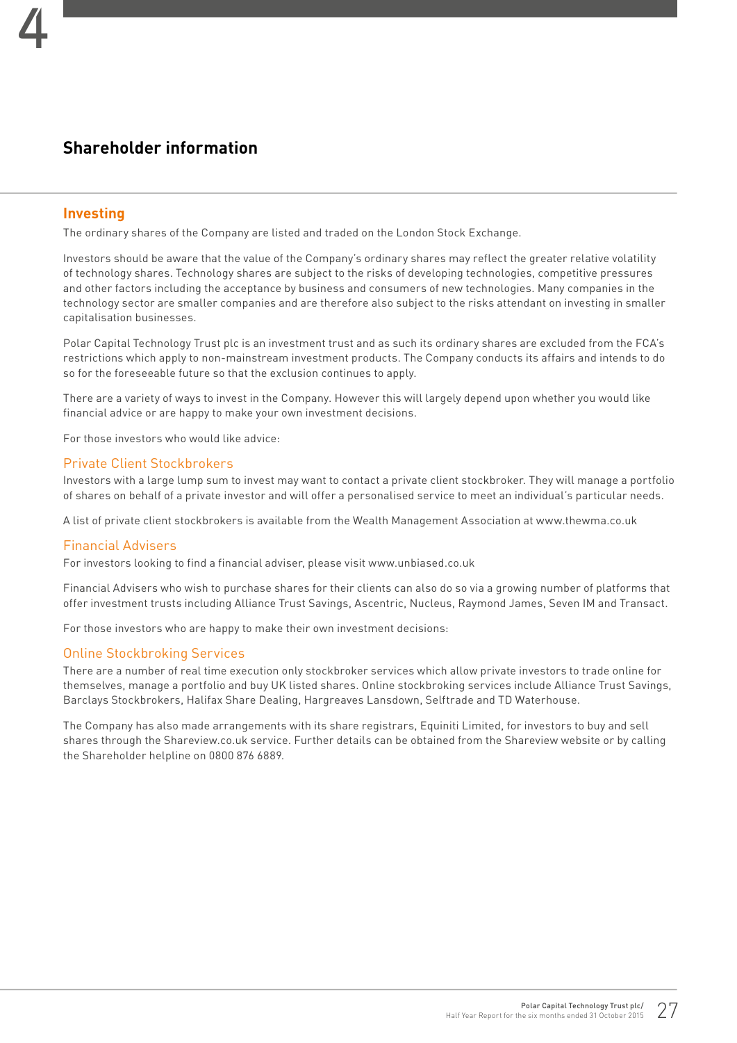# Shareholder information

## Investing

The ordinary shares of the Company are listed and traded on the London Stock Exchange.

Investors should be aware that the value of the Company's ordinary shares may reflect the greater relative volatility of technology shares. Technology shares are subject to the risks of developing technologies, competitive pressures and other factors including the acceptance by business and consumers of new technologies. Many companies in the technology sector are smaller companies and are therefore also subject to the risks attendant on investing in smaller capitalisation businesses.

Polar Capital Technology Trust plc is an investment trust and as such its ordinary shares are excluded from the FCA's restrictions which apply to non-mainstream investment products. The Company conducts its affairs and intends to do so for the foreseeable future so that the exclusion continues to apply.

There are a variety of ways to invest in the Company. However this will largely depend upon whether you would like financial advice or are happy to make your own investment decisions.

For those investors who would like advice:

### Private Client Stockbrokers

Investors with a large lump sum to invest may want to contact a private client stockbroker. They will manage a portfolio of shares on behalf of a private investor and will offer a personalised service to meet an individual's particular needs.

A list of private client stockbrokers is available from the Wealth Management Association at www.thewma.co.uk

### Financial Advisers

For investors looking to find a financial adviser, please visit www.unbiased.co.uk

Financial Advisers who wish to purchase shares for their clients can also do so via a growing number of platforms that offer investment trusts including Alliance Trust Savings, Ascentric, Nucleus, Raymond James, Seven IM and Transact.

For those investors who are happy to make their own investment decisions:

### Online Stockbroking Services

There are a number of real time execution only stockbroker services which allow private investors to trade online for themselves, manage a portfolio and buy UK listed shares. Online stockbroking services include Alliance Trust Savings, Barclays Stockbrokers, Halifax Share Dealing, Hargreaves Lansdown, Selftrade and TD Waterhouse.

The Company has also made arrangements with its share registrars, Equiniti Limited, for investors to buy and sell shares through the Shareview.co.uk service. Further details can be obtained from the Shareview website or by calling the Shareholder helpline on 0800 876 6889.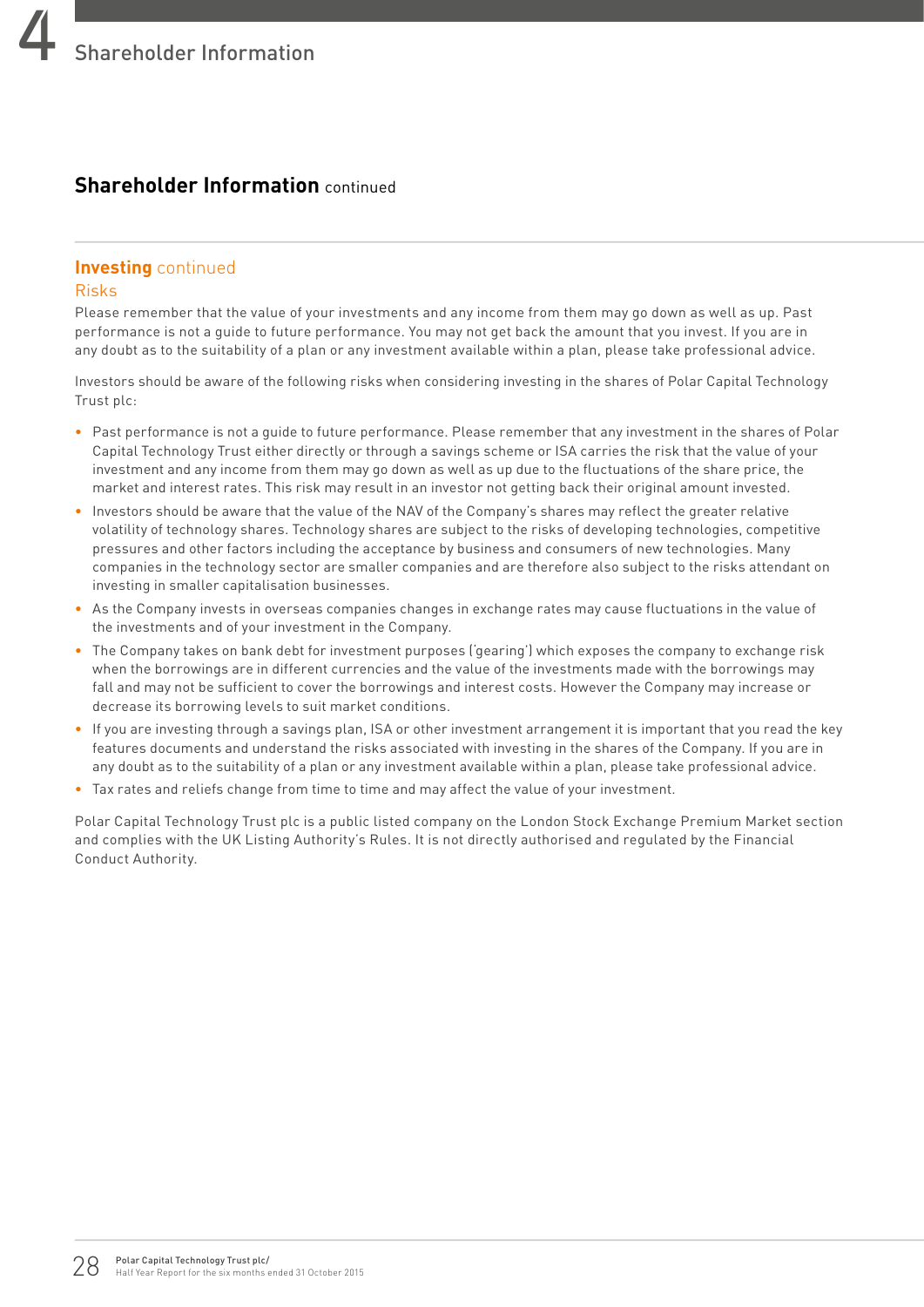## Shareholder Information continued

### Investing continued

#### Risks

Please remember that the value of your investments and any income from them may go down as well as up. Past performance is not a guide to future performance. You may not get back the amount that you invest. If you are in any doubt as to the suitability of a plan or any investment available within a plan, please take professional advice.

Investors should be aware of the following risks when considering investing in the shares of Polar Capital Technology Trust plc:

- Past performance is not a guide to future performance. Please remember that any investment in the shares of Polar Capital Technology Trust either directly or through a savings scheme or ISA carries the risk that the value of your investment and any income from them may go down as well as up due to the fluctuations of the share price, the market and interest rates. This risk may result in an investor not getting back their original amount invested.
- Investors should be aware that the value of the NAV of the Company's shares may reflect the greater relative volatility of technology shares. Technology shares are subject to the risks of developing technologies, competitive pressures and other factors including the acceptance by business and consumers of new technologies. Many companies in the technology sector are smaller companies and are therefore also subject to the risks attendant on investing in smaller capitalisation businesses.
- As the Company invests in overseas companies changes in exchange rates may cause fluctuations in the value of the investments and of your investment in the Company.
- The Company takes on bank debt for investment purposes ('gearing') which exposes the company to exchange risk when the borrowings are in different currencies and the value of the investments made with the borrowings may fall and may not be sufficient to cover the borrowings and interest costs. However the Company may increase or decrease its borrowing levels to suit market conditions.
- If you are investing through a savings plan, ISA or other investment arrangement it is important that you read the key features documents and understand the risks associated with investing in the shares of the Company. If you are in any doubt as to the suitability of a plan or any investment available within a plan, please take professional advice.
- Tax rates and reliefs change from time to time and may affect the value of your investment.

Polar Capital Technology Trust plc is a public listed company on the London Stock Exchange Premium Market section and complies with the UK Listing Authority's Rules. It is not directly authorised and regulated by the Financial Conduct Authority.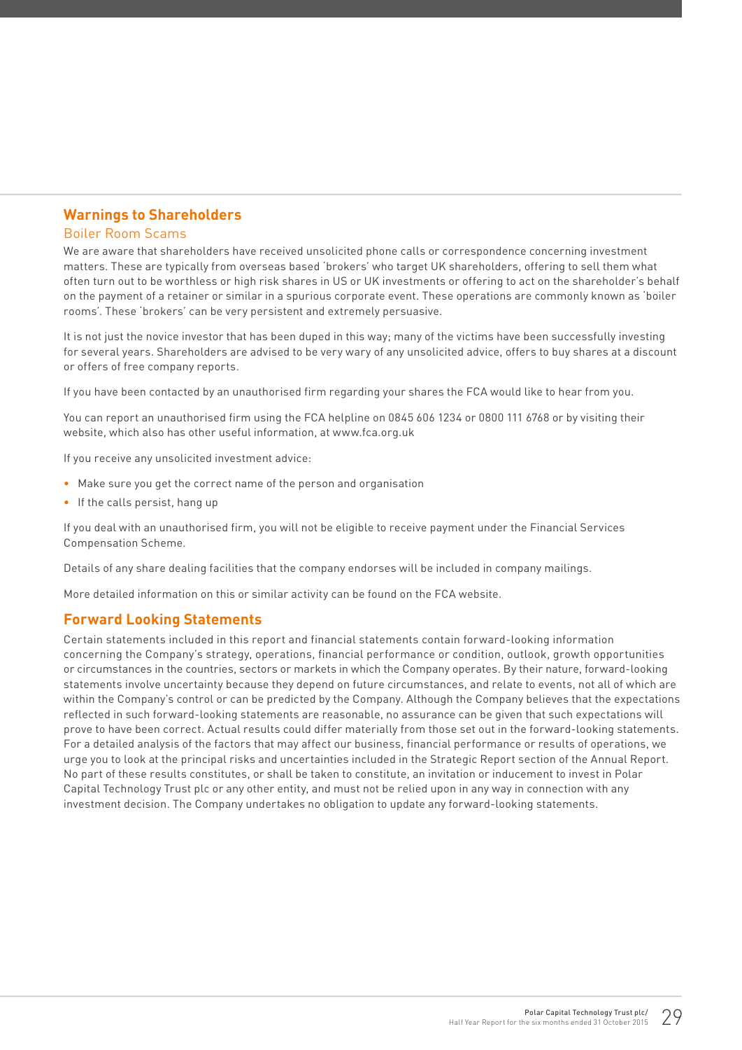## Warnings to Shareholders

### Boiler Room Scams

We are aware that shareholders have received unsolicited phone calls or correspondence concerning investment matters. These are typically from overseas based 'brokers' who target UK shareholders, offering to sell them what often turn out to be worthless or high risk shares in US or UK investments or offering to act on the shareholder's behalf on the payment of a retainer or similar in a spurious corporate event. These operations are commonly known as 'boiler rooms'. These 'brokers' can be very persistent and extremely persuasive.

It is not just the novice investor that has been duped in this way; many of the victims have been successfully investing for several years. Shareholders are advised to be very wary of any unsolicited advice, offers to buy shares at a discount or offers of free company reports.

If you have been contacted by an unauthorised firm regarding your shares the FCA would like to hear from you.

You can report an unauthorised firm using the FCA helpline on 0845 606 1234 or 0800 111 6768 or by visiting their website, which also has other useful information, at www.fca.org.uk

If you receive any unsolicited investment advice:

- Make sure you get the correct name of the person and organisation
- If the calls persist, hang up

If you deal with an unauthorised firm, you will not be eligible to receive payment under the Financial Services Compensation Scheme.

Details of any share dealing facilities that the company endorses will be included in company mailings.

More detailed information on this or similar activity can be found on the FCA website.

## Forward Looking Statements

Certain statements included in this report and financial statements contain forward-looking information concerning the Company's strategy, operations, financial performance or condition, outlook, growth opportunities or circumstances in the countries, sectors or markets in which the Company operates. By their nature, forward-looking statements involve uncertainty because they depend on future circumstances, and relate to events, not all of which are within the Company's control or can be predicted by the Company. Although the Company believes that the expectations reflected in such forward-looking statements are reasonable, no assurance can be given that such expectations will prove to have been correct. Actual results could differ materially from those set out in the forward-looking statements. For a detailed analysis of the factors that may affect our business, financial performance or results of operations, we urge you to look at the principal risks and uncertainties included in the Strategic Report section of the Annual Report. No part of these results constitutes, or shall be taken to constitute, an invitation or inducement to invest in Polar Capital Technology Trust plc or any other entity, and must not be relied upon in any way in connection with any investment decision. The Company undertakes no obligation to update any forward-looking statements.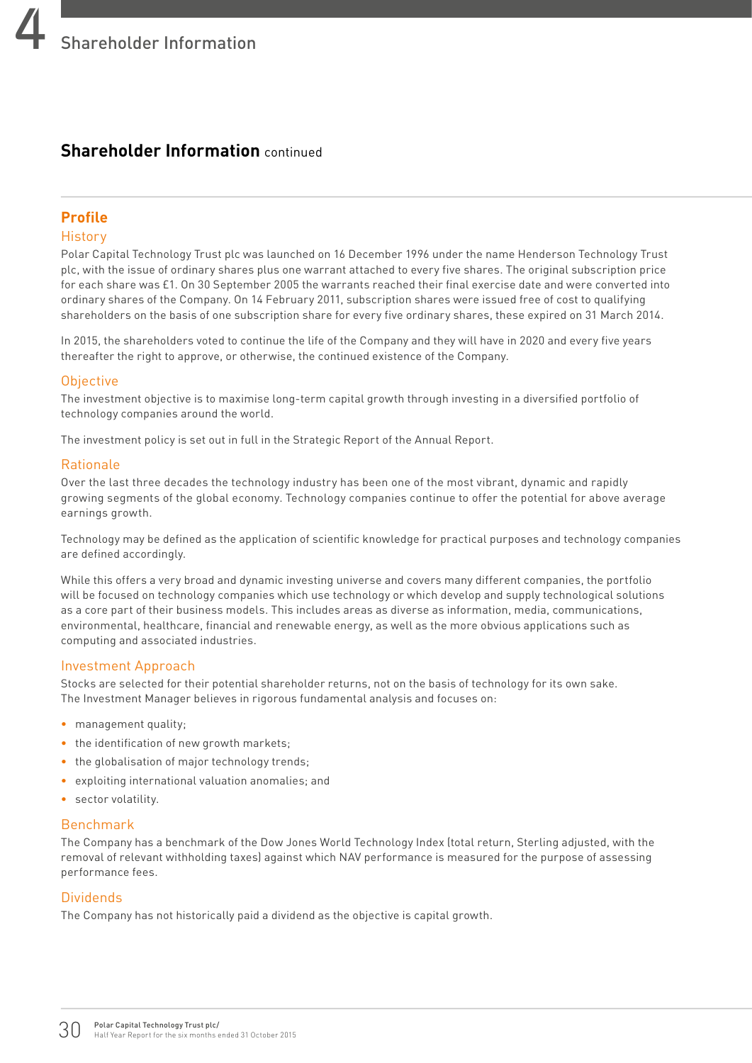## Shareholder Information continued

### Profile

#### History

Polar Capital Technology Trust plc was launched on 16 December 1996 under the name Henderson Technology Trust plc, with the issue of ordinary shares plus one warrant attached to every five shares. The original subscription price for each share was £1. On 30 September 2005 the warrants reached their final exercise date and were converted into ordinary shares of the Company. On 14 February 2011, subscription shares were issued free of cost to qualifying shareholders on the basis of one subscription share for every five ordinary shares, these expired on 31 March 2014.

In 2015, the shareholders voted to continue the life of the Company and they will have in 2020 and every five years thereafter the right to approve, or otherwise, the continued existence of the Company.

#### Objective

The investment objective is to maximise long-term capital growth through investing in a diversified portfolio of technology companies around the world.

The investment policy is set out in full in the Strategic Report of the Annual Report.

#### Rationale

Over the last three decades the technology industry has been one of the most vibrant, dynamic and rapidly growing segments of the global economy. Technology companies continue to offer the potential for above average earnings growth.

Technology may be defined as the application of scientific knowledge for practical purposes and technology companies are defined accordingly.

While this offers a very broad and dynamic investing universe and covers many different companies, the portfolio will be focused on technology companies which use technology or which develop and supply technological solutions as a core part of their business models. This includes areas as diverse as information, media, communications, environmental, healthcare, financial and renewable energy, as well as the more obvious applications such as computing and associated industries.

#### Investment Approach

Stocks are selected for their potential shareholder returns, not on the basis of technology for its own sake. The Investment Manager believes in rigorous fundamental analysis and focuses on:

- management quality;
- the identification of new growth markets;
- the globalisation of major technology trends;
- exploiting international valuation anomalies; and
- sector volatility.

#### Benchmark

The Company has a benchmark of the Dow Jones World Technology Index (total return, Sterling adjusted, with the removal of relevant withholding taxes) against which NAV performance is measured for the purpose of assessing performance fees.

#### Dividends

The Company has not historically paid a dividend as the objective is capital growth.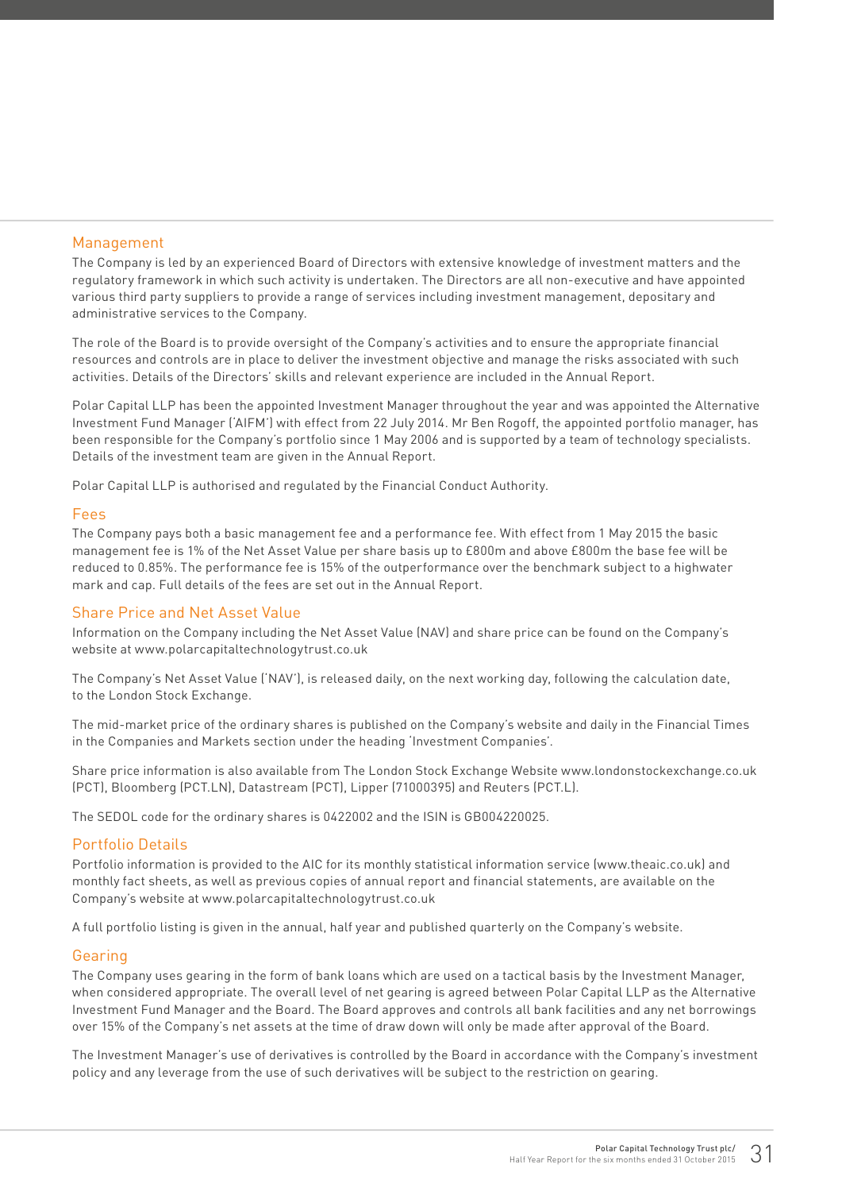## Management

The Company is led by an experienced Board of Directors with extensive knowledge of investment matters and the regulatory framework in which such activity is undertaken. The Directors are all non-executive and have appointed various third party suppliers to provide a range of services including investment management, depositary and administrative services to the Company.

The role of the Board is to provide oversight of the Company's activities and to ensure the appropriate financial resources and controls are in place to deliver the investment objective and manage the risks associated with such activities. Details of the Directors' skills and relevant experience are included in the Annual Report.

Polar Capital LLP has been the appointed Investment Manager throughout the year and was appointed the Alternative Investment Fund Manager ('AIFM') with effect from 22 July 2014. Mr Ben Rogoff, the appointed portfolio manager, has been responsible for the Company's portfolio since 1 May 2006 and is supported by a team of technology specialists. Details of the investment team are given in the Annual Report.

Polar Capital LLP is authorised and regulated by the Financial Conduct Authority.

## Fees

The Company pays both a basic management fee and a performance fee. With effect from 1 May 2015 the basic management fee is 1% of the Net Asset Value per share basis up to £800m and above £800m the base fee will be reduced to 0.85%. The performance fee is 15% of the outperformance over the benchmark subject to a highwater mark and cap. Full details of the fees are set out in the Annual Report.

## Share Price and Net Asset Value

Information on the Company including the Net Asset Value (NAV) and share price can be found on the Company's website at www.polarcapitaltechnologytrust.co.uk

The Company's Net Asset Value ('NAV'), is released daily, on the next working day, following the calculation date, to the London Stock Exchange.

The mid-market price of the ordinary shares is published on the Company's website and daily in the Financial Times in the Companies and Markets section under the heading 'Investment Companies'.

Share price information is also available from The London Stock Exchange Website www.londonstockexchange.co.uk (PCT), Bloomberg (PCT.LN), Datastream (PCT), Lipper (71000395) and Reuters (PCT.L).

The SEDOL code for the ordinary shares is 0422002 and the ISIN is GB004220025.

## Portfolio Details

Portfolio information is provided to the AIC for its monthly statistical information service (www.theaic.co.uk) and monthly fact sheets, as well as previous copies of annual report and financial statements, are available on the Company's website at www.polarcapitaltechnologytrust.co.uk

A full portfolio listing is given in the annual, half year and published quarterly on the Company's website.

## Gearing

The Company uses gearing in the form of bank loans which are used on a tactical basis by the Investment Manager, when considered appropriate. The overall level of net gearing is agreed between Polar Capital LLP as the Alternative Investment Fund Manager and the Board. The Board approves and controls all bank facilities and any net borrowings over 15% of the Company's net assets at the time of draw down will only be made after approval of the Board.

The Investment Manager's use of derivatives is controlled by the Board in accordance with the Company's investment policy and any leverage from the use of such derivatives will be subject to the restriction on gearing.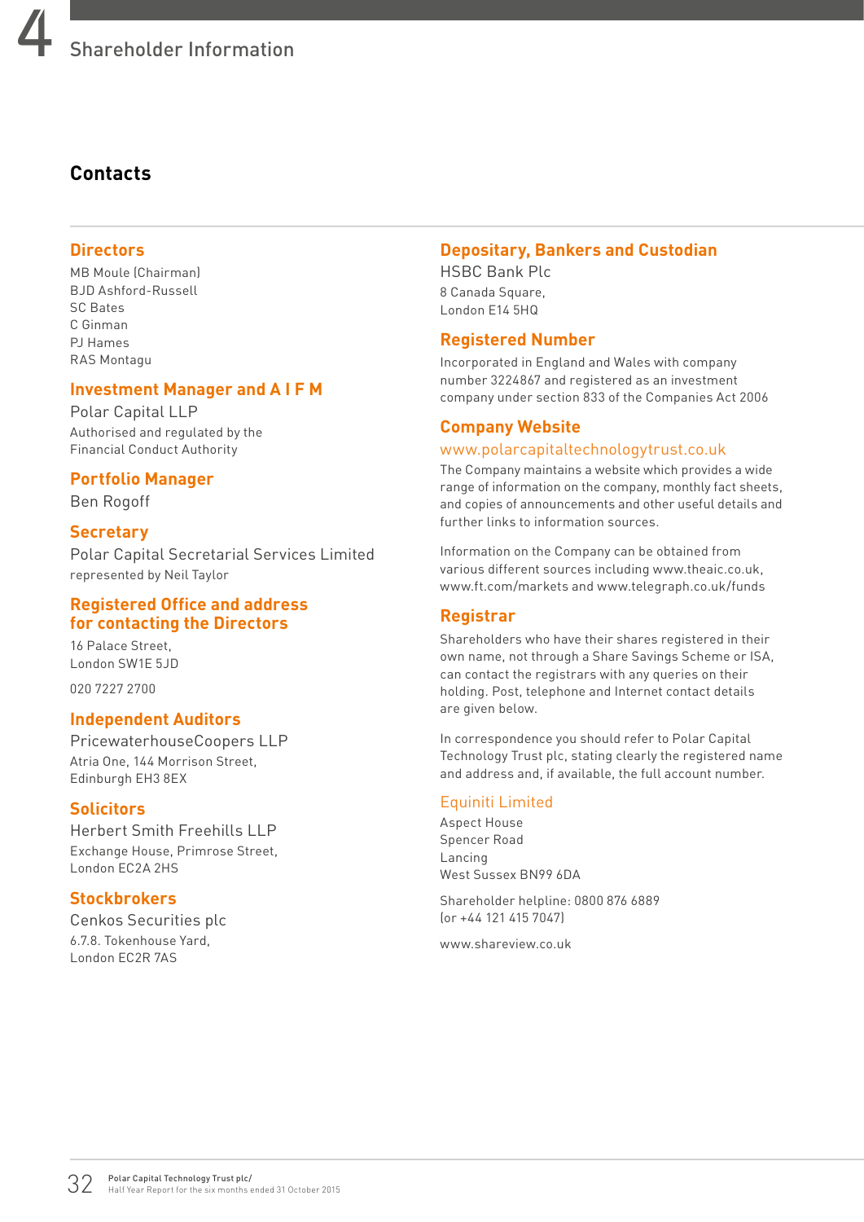# 4 Shareholder Information

## Contacts

### Directors

MB Moule (Chairman)
BJD Ashford-Russell
SC Bates
C Ginman
PJ Hames
RAS Montagu

### Investment Manager and A I F M

Polar Capital LLP
Authorised and regulated by the Financial Conduct Authority

### Portfolio Manager

Ben Rogoff

### Secretary

Polar Capital Secretarial Services Limited
represented by Neil Taylor

### Registered Office and address for contacting the Directors

16 Palace Street,
London SW1E 5JD

020 7227 2700

### Independent Auditors

PricewaterhouseCoopers LLP
Atria One, 144 Morrison Street,
Edinburgh EH3 8EX

### Solicitors

Herbert Smith Freehills LLP
Exchange House, Primrose Street,
London EC2A 2HS

### Stockbrokers

Cenkos Securities plc
6.7.8. Tokenhouse Yard,
London EC2R 7AS

### Depositary, Bankers and Custodian

HSBC Bank Plc
8 Canada Square,
London E14 5HQ

### Registered Number

Incorporated in England and Wales with company number 3224867 and registered as an investment company under section 833 of the Companies Act 2006

### Company Website

www.polarcapitaltechnologytrust.co.uk

The Company maintains a website which provides a wide range of information on the company, monthly fact sheets, and copies of announcements and other useful details and further links to information sources.

Information on the Company can be obtained from various different sources including www.theaic.co.uk, www.ft.com/markets and www.telegraph.co.uk/funds

### Registrar

Shareholders who have their shares registered in their own name, not through a Share Savings Scheme or ISA, can contact the registrars with any queries on their holding. Post, telephone and Internet contact details are given below.

In correspondence you should refer to Polar Capital Technology Trust plc, stating clearly the registered name and address and, if available, the full account number.

Equiniti Limited
Aspect House
Spencer Road
Lancing
West Sussex BN99 6DA

Shareholder helpline: 0800 876 6889
(or +44 121 415 7047)

www.shareview.co.uk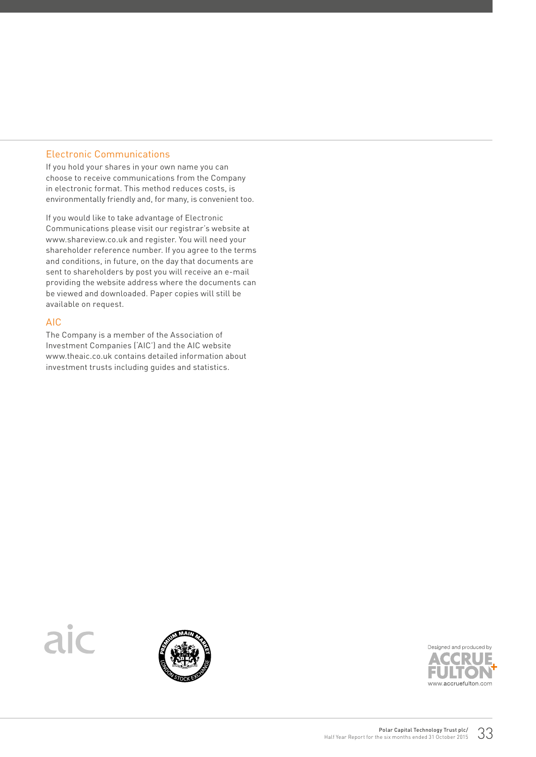## Electronic Communications

If you hold your shares in your own name you can choose to receive communications from the Company in electronic format. This method reduces costs, is environmentally friendly and, for many, is convenient too.

If you would like to take advantage of Electronic Communications please visit our registrar's website at www.shareview.co.uk and register. You will need your shareholder reference number. If you agree to the terms and conditions, in future, on the day that documents are sent to shareholders by post you will receive an e-mail providing the website address where the documents can be viewed and downloaded. Paper copies will still be available on request.

## AIC

The Company is a member of the Association of Investment Companies ('AIC') and the AIC website www.theaic.co.uk contains detailed information about investment trusts including guides and statistics.

Designed and produced by ACCRUE FULTON www.accruefulton.com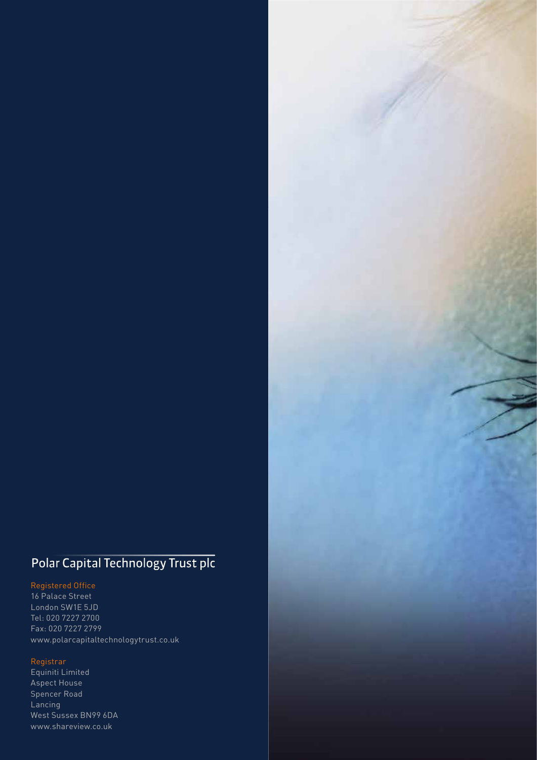# Polar Capital Technology Trust plc

**Registered Office**

16 Palace Street
London SW1E 5JD
Tel: 020 7227 2700
Fax: 020 7227 2799
www.polarcapitaltechnologytrust.co.uk

**Registrar**

Equiniti Limited
Aspect House
Spencer Road
Lancing
West Sussex BN99 6DA
www.shareview.co.uk